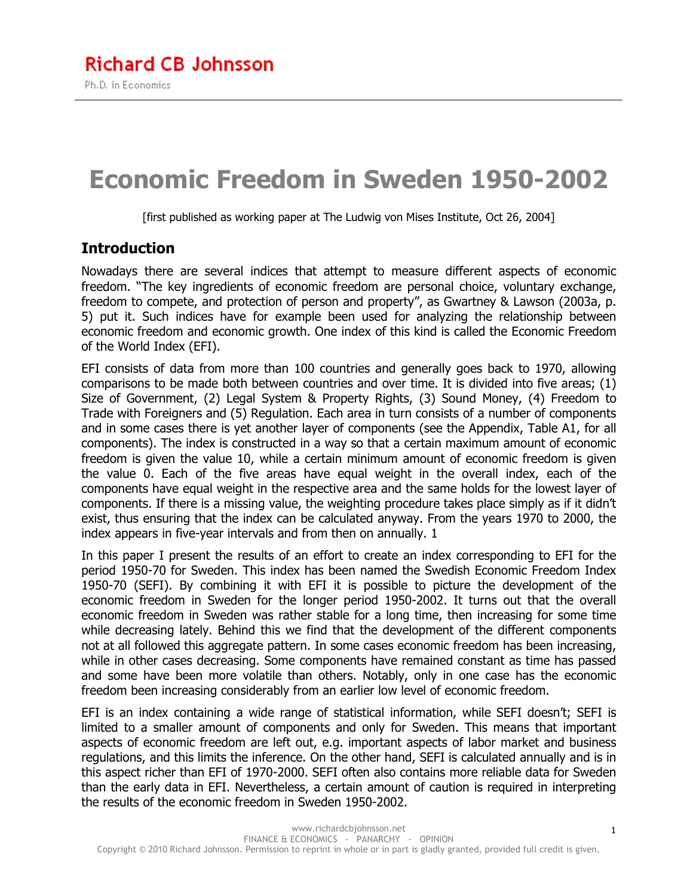Richard CB Johnsson

Ph.D. in Economics

# Economic Freedom in Sweden 1950-2002

[first published as working paper at The Ludwig von Mises Institute, Oct 26, 2004]

## Introduction

Nowadays there are several indices that attempt to measure different aspects of economic freedom. "The key ingredients of economic freedom are personal choice, voluntary exchange, freedom to compete, and protection of person and property", as Gwartney & Lawson (2003a, p. 5) put it. Such indices have for example been used for analyzing the relationship between economic freedom and economic growth. One index of this kind is called the Economic Freedom of the World Index (EFI).

EFI consists of data from more than 100 countries and generally goes back to 1970, allowing comparisons to be made both between countries and over time. It is divided into five areas; (1) Size of Government, (2) Legal System & Property Rights, (3) Sound Money, (4) Freedom to Trade with Foreigners and (5) Regulation. Each area in turn consists of a number of components and in some cases there is yet another layer of components (see the Appendix, Table A1, for all components). The index is constructed in a way so that a certain maximum amount of economic freedom is given the value 10, while a certain minimum amount of economic freedom is given the value 0. Each of the five areas have equal weight in the overall index, each of the components have equal weight in the respective area and the same holds for the lowest layer of components. If there is a missing value, the weighting procedure takes place simply as if it didn't exist, thus ensuring that the index can be calculated anyway. From the years 1970 to 2000, the index appears in five-year intervals and from then on annually. 1

In this paper I present the results of an effort to create an index corresponding to EFI for the period 1950-70 for Sweden. This index has been named the Swedish Economic Freedom Index 1950-70 (SEFI). By combining it with EFI it is possible to picture the development of the economic freedom in Sweden for the longer period 1950-2002. It turns out that the overall economic freedom in Sweden was rather stable for a long time, then increasing for some time while decreasing lately. Behind this we find that the development of the different components not at all followed this aggregate pattern. In some cases economic freedom has been increasing, while in other cases decreasing. Some components have remained constant as time has passed and some have been more volatile than others. Notably, only in one case has the economic freedom been increasing considerably from an earlier low level of economic freedom.

EFI is an index containing a wide range of statistical information, while SEFI doesn't; SEFI is limited to a smaller amount of components and only for Sweden. This means that important aspects of economic freedom are left out, e.g. important aspects of labor market and business regulations, and this limits the inference. On the other hand, SEFI is calculated annually and is in this aspect richer than EFI of 1970-2000. SEFI often also contains more reliable data for Sweden than the early data in EFI. Nevertheless, a certain amount of caution is required in interpreting the results of the economic freedom in Sweden 1950-2002.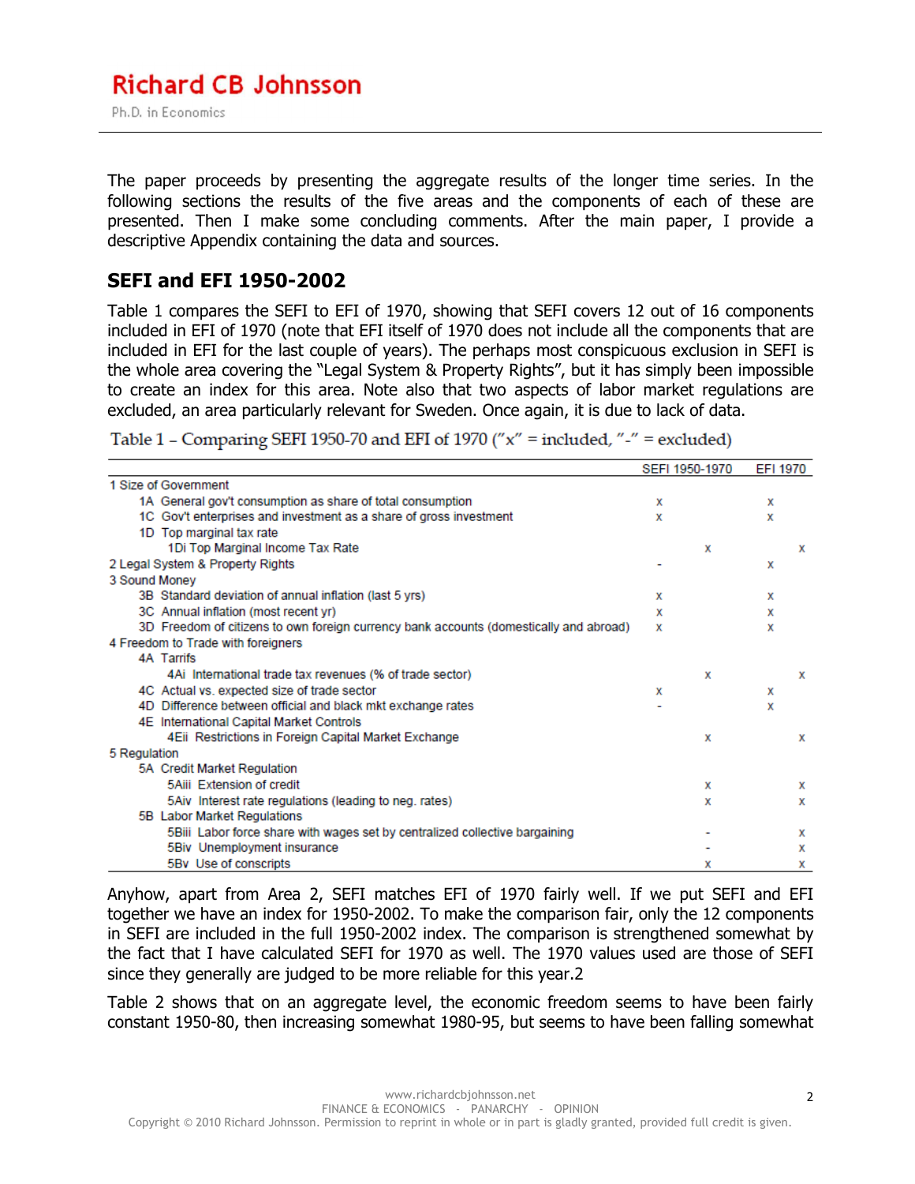The paper proceeds by presenting the aggregate results of the longer time series. In the following sections the results of the five areas and the components of each of these are presented. Then I make some concluding comments. After the main paper, I provide a descriptive Appendix containing the data and sources.

## SEFI and EFI 1950-2002

Table 1 compares the SEFI to EFI of 1970, showing that SEFI covers 12 out of 16 components included in EFI of 1970 (note that EFI itself of 1970 does not include all the components that are included in EFI for the last couple of years). The perhaps most conspicuous exclusion in SEFI is the whole area covering the "Legal System & Property Rights", but it has simply been impossible to create an index for this area. Note also that two aspects of labor market regulations are excluded, an area particularly relevant for Sweden. Once again, it is due to lack of data.

Table 1 – Comparing SEFI 1950-70 and EFI of 1970 ("x" = included, "-" = excluded)

| | SEFI 1950-1970 | EFI 1970 |
|---|---|---|
| 1 Size of Government | | |
| 1A General gov't consumption as share of total consumption | x | x |
| 1C Gov't enterprises and investment as a share of gross investment | x | x |
| 1D Top marginal tax rate | | |
| 1Di Top Marginal Income Tax Rate | x | x |
| 2 Legal System & Property Rights | - | x |
| 3 Sound Money | | |
| 3B Standard deviation of annual inflation (last 5 yrs) | x | x |
| 3C Annual inflation (most recent yr) | x | x |
| 3D Freedom of citizens to own foreign currency bank accounts (domestically and abroad) | x | x |
| 4 Freedom to Trade with foreigners | | |
| 4A Tarrifs | | |
| 4Ai International trade tax revenues (% of trade sector) | x | x |
| 4C Actual vs. expected size of trade sector | x | x |
| 4D Difference between official and black mkt exchange rates | - | x |
| 4E International Capital Market Controls | | |
| 4Eii Restrictions in Foreign Capital Market Exchange | x | x |
| 5 Regulation | | |
| 5A Credit Market Regulation | | |
| 5Aiii Extension of credit | x | x |
| 5Aiv Interest rate regulations (leading to neg. rates) | x | x |
| 5B Labor Market Regulations | | |
| 5Biii Labor force share with wages set by centralized collective bargaining | - | x |
| 5Biv Unemployment insurance | - | x |
| 5Bv Use of conscripts | x | x |

Anyhow, apart from Area 2, SEFI matches EFI of 1970 fairly well. If we put SEFI and EFI together we have an index for 1950-2002. To make the comparison fair, only the 12 components in SEFI are included in the full 1950-2002 index. The comparison is strengthened somewhat by the fact that I have calculated SEFI for 1970 as well. The 1970 values used are those of SEFI since they generally are judged to be more reliable for this year.[2]

Table 2 shows that on an aggregate level, the economic freedom seems to have been fairly constant 1950-80, then increasing somewhat 1980-95, but seems to have been falling somewhat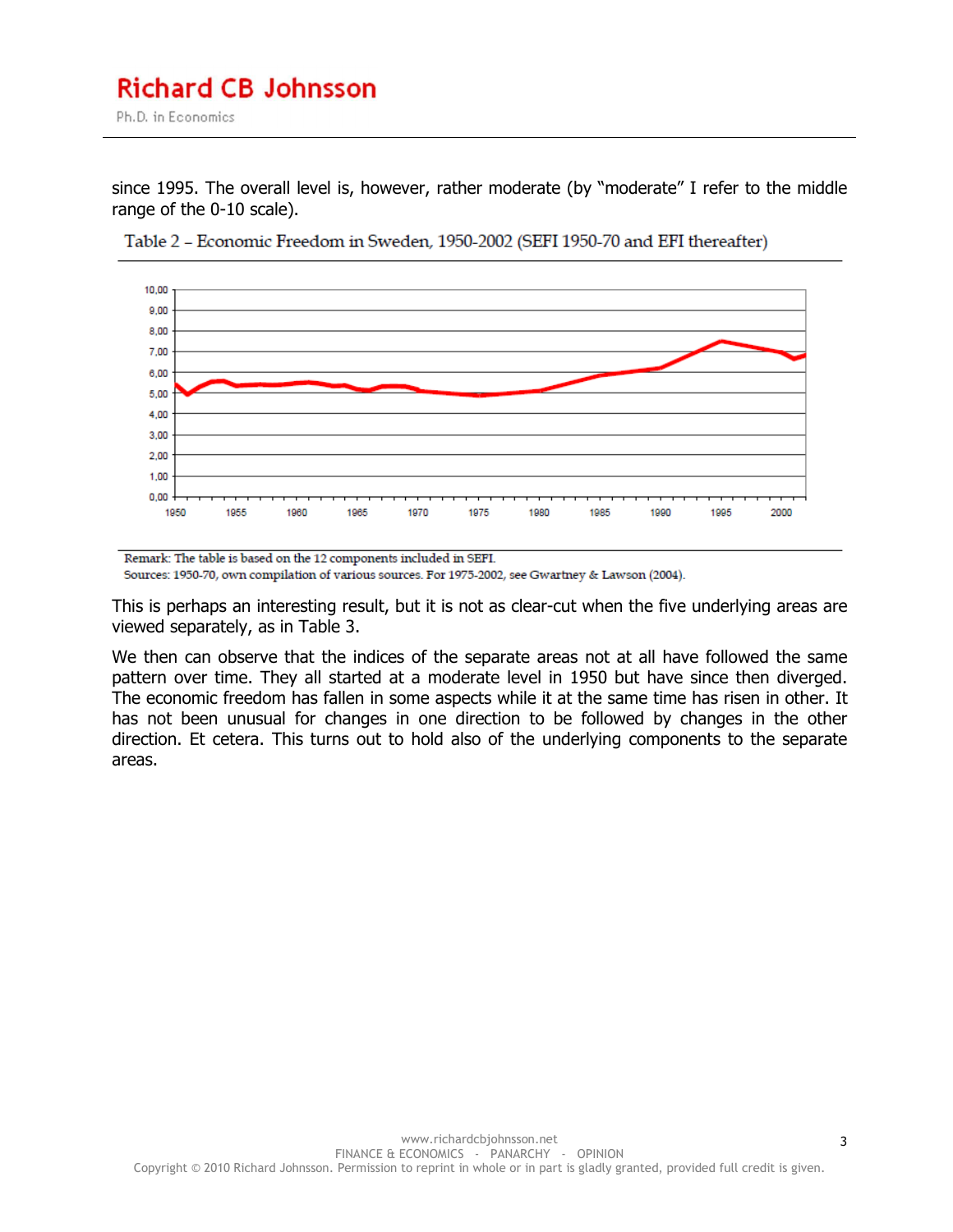since 1995. The overall level is, however, rather moderate (by "moderate" I refer to the middle range of the 0-10 scale).

Table 2 – Economic Freedom in Sweden, 1950-2002 (SEFI 1950-70 and EFI thereafter)

Remark: The table is based on the 12 components included in SEFI.
Sources: 1950-70, own compilation of various sources. For 1975-2002, see Gwartney & Lawson (2004).

This is perhaps an interesting result, but it is not as clear-cut when the five underlying areas are viewed separately, as in Table 3.

We then can observe that the indices of the separate areas not at all have followed the same pattern over time. They all started at a moderate level in 1950 but have since then diverged. The economic freedom has fallen in some aspects while it at the same time has risen in other. It has not been unusual for changes in one direction to be followed by changes in the other direction. Et cetera. This turns out to hold also of the underlying components to the separate areas.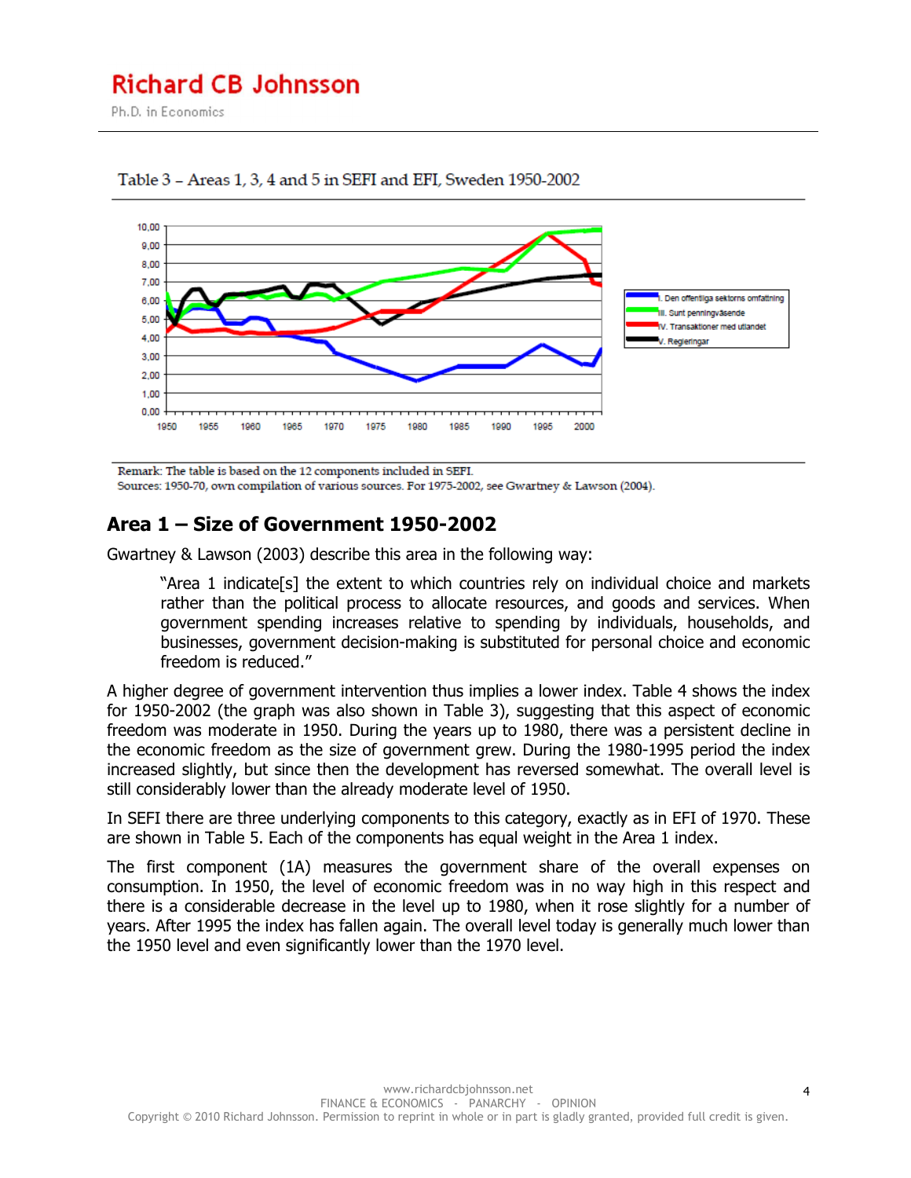Table 3 – Areas 1, 3, 4 and 5 in SEFI and EFI, Sweden 1950-2002

Remark: The table is based on the 12 components included in SEFI.
Sources: 1950-70, own compilation of various sources. For 1975-2002, see Gwartney & Lawson (2004).

## Area 1 – Size of Government 1950-2002

Gwartney & Lawson (2003) describe this area in the following way:

> "Area 1 indicate[s] the extent to which countries rely on individual choice and markets rather than the political process to allocate resources, and goods and services. When government spending increases relative to spending by individuals, households, and businesses, government decision-making is substituted for personal choice and economic freedom is reduced."

A higher degree of government intervention thus implies a lower index. Table 4 shows the index for 1950-2002 (the graph was also shown in Table 3), suggesting that this aspect of economic freedom was moderate in 1950. During the years up to 1980, there was a persistent decline in the economic freedom as the size of government grew. During the 1980-1995 period the index increased slightly, but since then the development has reversed somewhat. The overall level is still considerably lower than the already moderate level of 1950.

In SEFI there are three underlying components to this category, exactly as in EFI of 1970. These are shown in Table 5. Each of the components has equal weight in the Area 1 index.

The first component (1A) measures the government share of the overall expenses on consumption. In 1950, the level of economic freedom was in no way high in this respect and there is a considerable decrease in the level up to 1980, when it rose slightly for a number of years. After 1995 the index has fallen again. The overall level today is generally much lower than the 1950 level and even significantly lower than the 1970 level.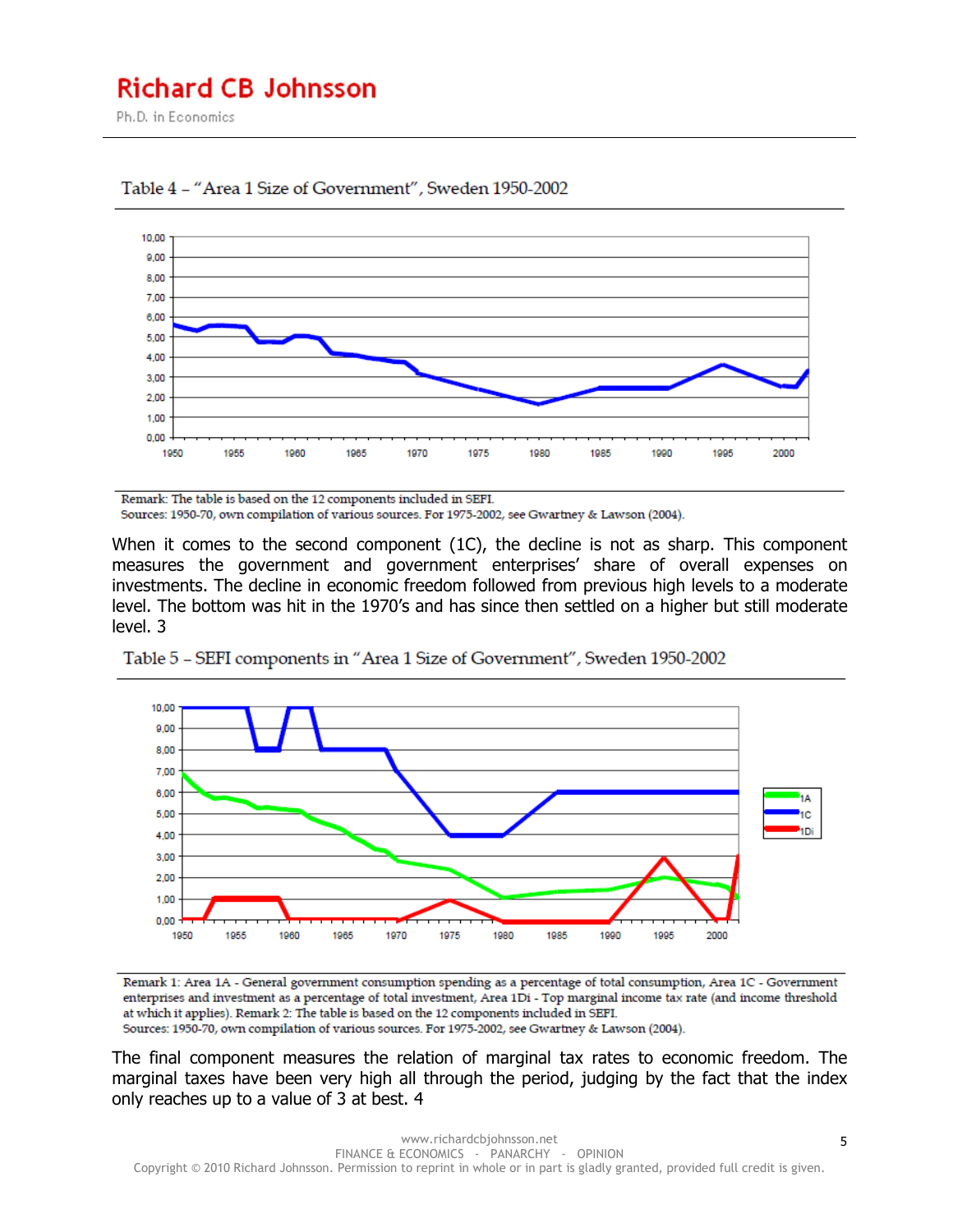Table 4 – "Area 1 Size of Government", Sweden 1950-2002

Remark: The table is based on the 12 components included in SEFI.
Sources: 1950-70, own compilation of various sources. For 1975-2002, see Gwartney & Lawson (2004).

When it comes to the second component (1C), the decline is not as sharp. This component measures the government and government enterprises' share of overall expenses on investments. The decline in economic freedom followed from previous high levels to a moderate level. The bottom was hit in the 1970's and has since then settled on a higher but still moderate level. 3

Table 5 – SEFI components in "Area 1 Size of Government", Sweden 1950-2002

Remark 1: Area 1A - General government consumption spending as a percentage of total consumption, Area 1C - Government enterprises and investment as a percentage of total investment, Area 1Di - Top marginal income tax rate (and income threshold at which it applies). Remark 2: The table is based on the 12 components included in SEFI.
Sources: 1950-70, own compilation of various sources. For 1975-2002, see Gwartney & Lawson (2004).

The final component measures the relation of marginal tax rates to economic freedom. The marginal taxes have been very high all through the period, judging by the fact that the index only reaches up to a value of 3 at best. 4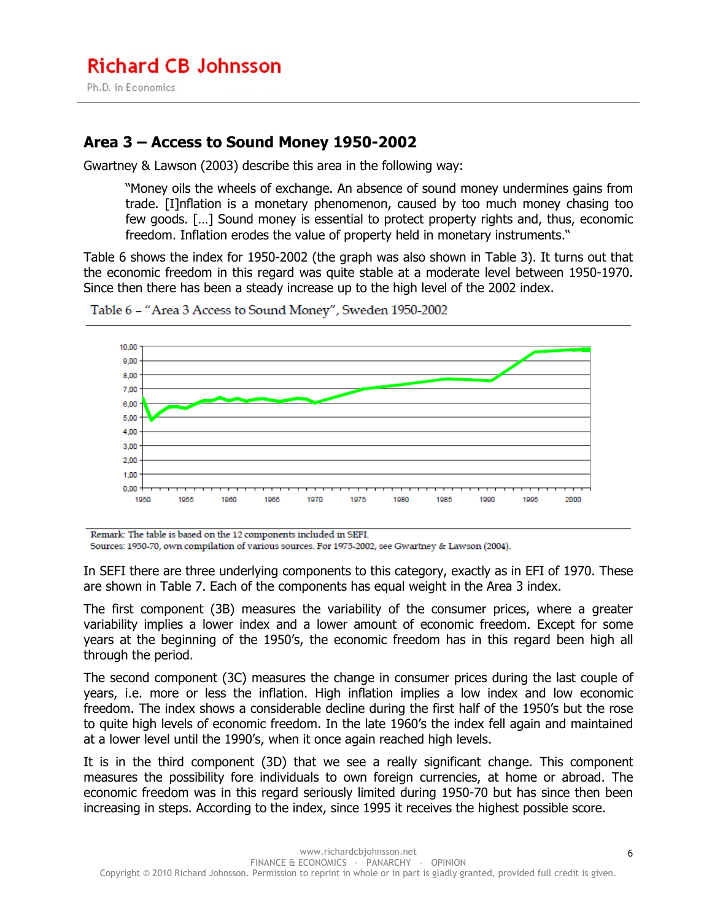## Area 3 – Access to Sound Money 1950-2002

Gwartney & Lawson (2003) describe this area in the following way:

> "Money oils the wheels of exchange. An absence of sound money undermines gains from trade. [I]nflation is a monetary phenomenon, caused by too much money chasing too few goods. […] Sound money is essential to protect property rights and, thus, economic freedom. Inflation erodes the value of property held in monetary instruments."

Table 6 shows the index for 1950-2002 (the graph was also shown in Table 3). It turns out that the economic freedom in this regard was quite stable at a moderate level between 1950-1970. Since then there has been a steady increase up to the high level of the 2002 index.

Table 6 – "Area 3 Access to Sound Money", Sweden 1950-2002

Remark: The table is based on the 12 components included in SEFI.
Sources: 1950-70, own compilation of various sources. For 1975-2002, see Gwartney & Lawson (2004).

In SEFI there are three underlying components to this category, exactly as in EFI of 1970. These are shown in Table 7. Each of the components has equal weight in the Area 3 index.

The first component (3B) measures the variability of the consumer prices, where a greater variability implies a lower index and a lower amount of economic freedom. Except for some years at the beginning of the 1950's, the economic freedom has in this regard been high all through the period.

The second component (3C) measures the change in consumer prices during the last couple of years, i.e. more or less the inflation. High inflation implies a low index and low economic freedom. The index shows a considerable decline during the first half of the 1950's but the rose to quite high levels of economic freedom. In the late 1960's the index fell again and maintained at a lower level until the 1990's, when it once again reached high levels.

It is in the third component (3D) that we see a really significant change. This component measures the possibility fore individuals to own foreign currencies, at home or abroad. The economic freedom was in this regard seriously limited during 1950-70 but has since then been increasing in steps. According to the index, since 1995 it receives the highest possible score.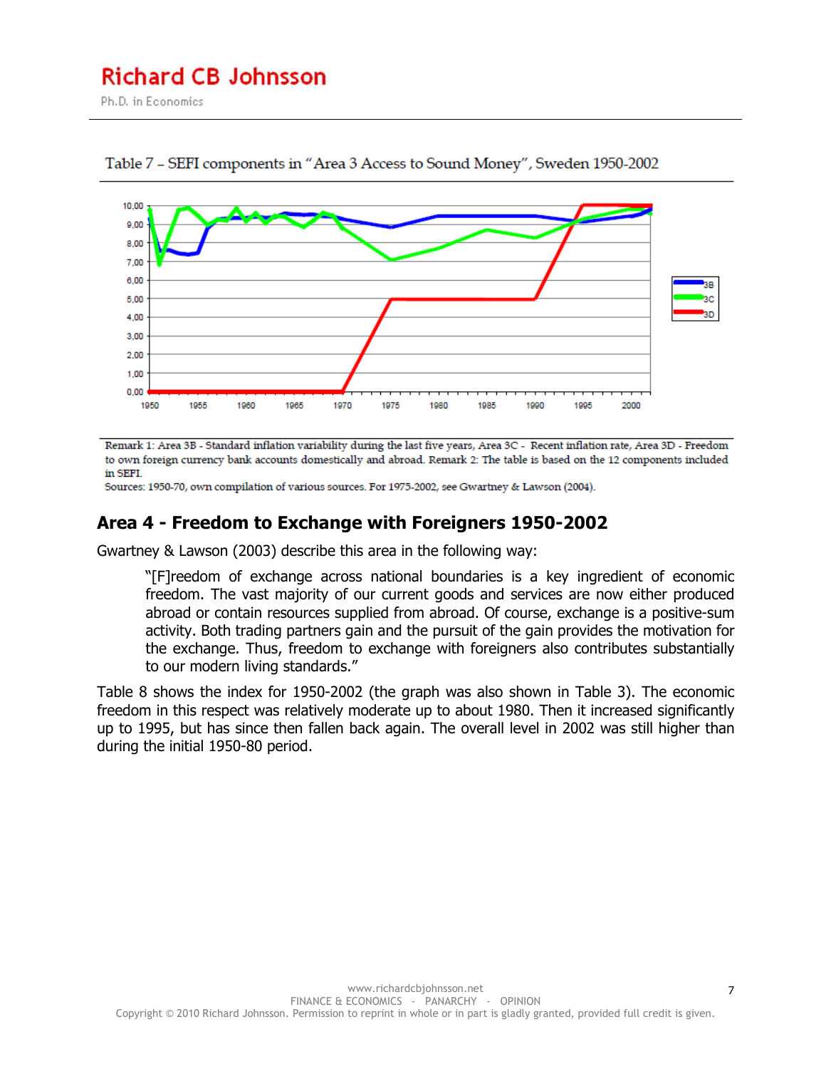Table 7 – SEFI components in "Area 3 Access to Sound Money", Sweden 1950-2002

Remark 1: Area 3B - Standard inflation variability during the last five years, Area 3C - Recent inflation rate, Area 3D - Freedom to own foreign currency bank accounts domestically and abroad. Remark 2: The table is based on the 12 components included in SEFI.

Sources: 1950-70, own compilation of various sources. For 1975-2002, see Gwartney & Lawson (2004).

## Area 4 - Freedom to Exchange with Foreigners 1950-2002

Gwartney & Lawson (2003) describe this area in the following way:

> "[F]reedom of exchange across national boundaries is a key ingredient of economic freedom. The vast majority of our current goods and services are now either produced abroad or contain resources supplied from abroad. Of course, exchange is a positive-sum activity. Both trading partners gain and the pursuit of the gain provides the motivation for the exchange. Thus, freedom to exchange with foreigners also contributes substantially to our modern living standards."

Table 8 shows the index for 1950-2002 (the graph was also shown in Table 3). The economic freedom in this respect was relatively moderate up to about 1980. Then it increased significantly up to 1995, but has since then fallen back again. The overall level in 2002 was still higher than during the initial 1950-80 period.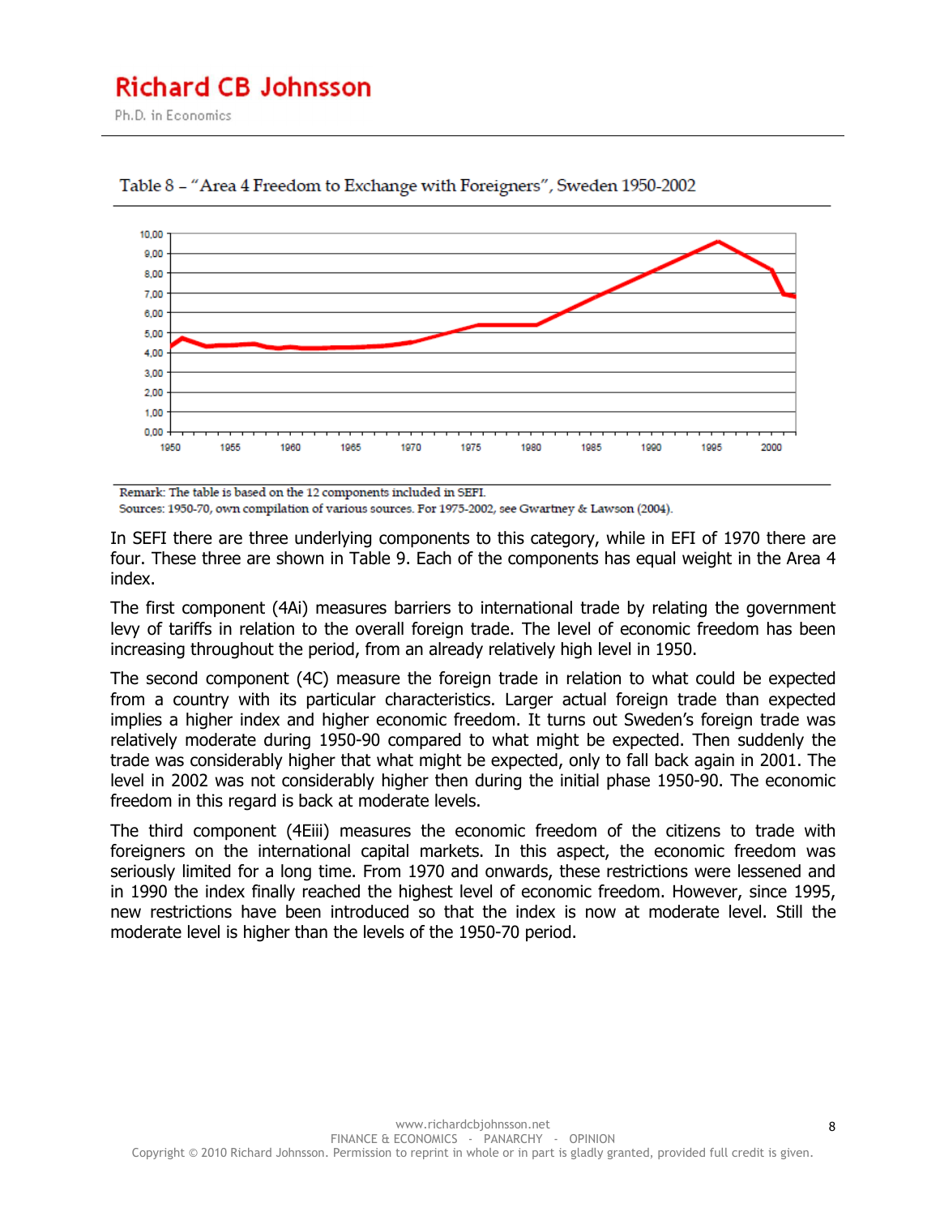Table 8 – "Area 4 Freedom to Exchange with Foreigners", Sweden 1950-2002

Remark: The table is based on the 12 components included in SEFI.
Sources: 1950-70, own compilation of various sources. For 1975-2002, see Gwartney & Lawson (2004).

In SEFI there are three underlying components to this category, while in EFI of 1970 there are four. These three are shown in Table 9. Each of the components has equal weight in the Area 4 index.

The first component (4Ai) measures barriers to international trade by relating the government levy of tariffs in relation to the overall foreign trade. The level of economic freedom has been increasing throughout the period, from an already relatively high level in 1950.

The second component (4C) measure the foreign trade in relation to what could be expected from a country with its particular characteristics. Larger actual foreign trade than expected implies a higher index and higher economic freedom. It turns out Sweden's foreign trade was relatively moderate during 1950-90 compared to what might be expected. Then suddenly the trade was considerably higher that what might be expected, only to fall back again in 2001. The level in 2002 was not considerably higher then during the initial phase 1950-90. The economic freedom in this regard is back at moderate levels.

The third component (4Eiii) measures the economic freedom of the citizens to trade with foreigners on the international capital markets. In this aspect, the economic freedom was seriously limited for a long time. From 1970 and onwards, these restrictions were lessened and in 1990 the index finally reached the highest level of economic freedom. However, since 1995, new restrictions have been introduced so that the index is now at moderate level. Still the moderate level is higher than the levels of the 1950-70 period.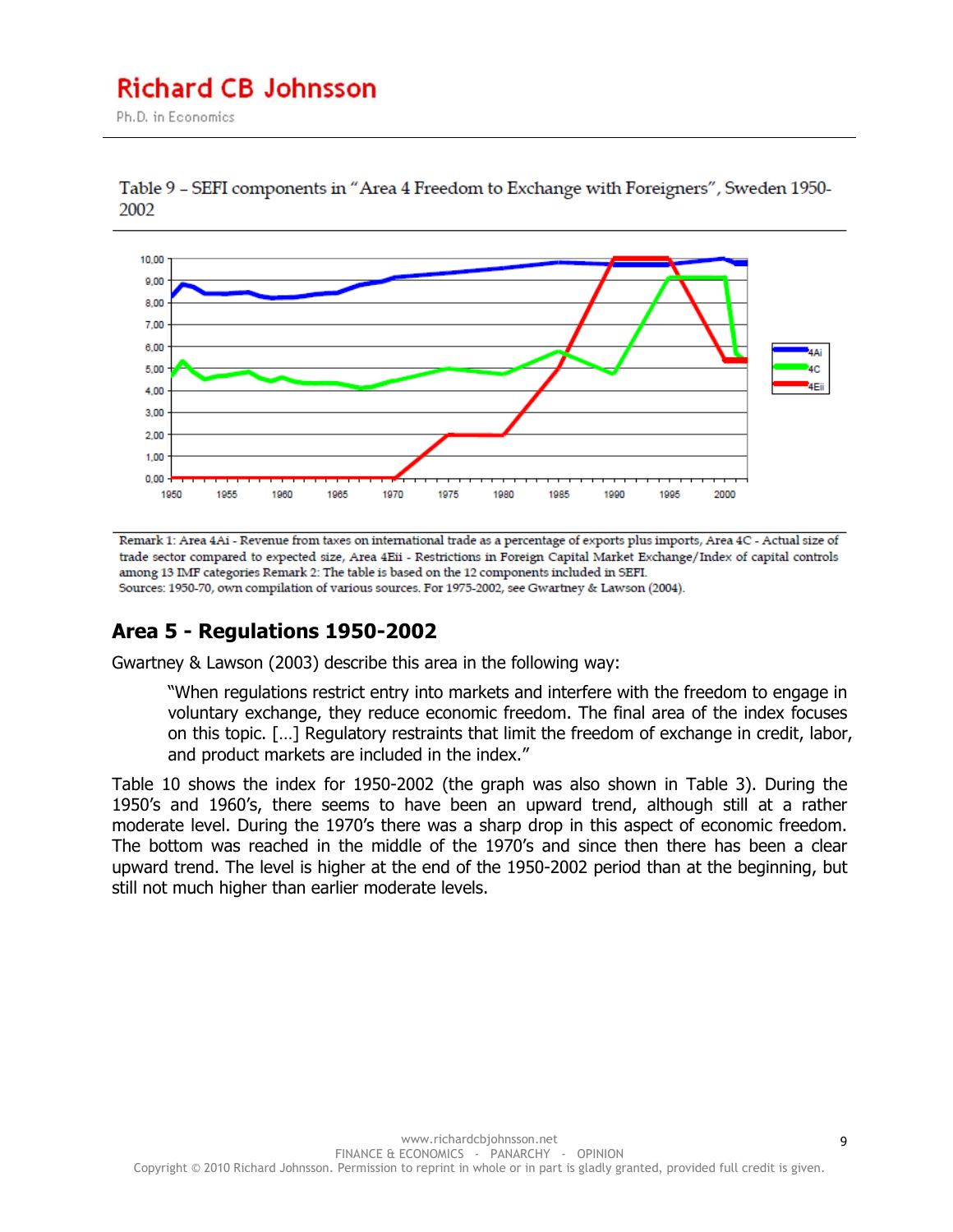Table 9 – SEFI components in "Area 4 Freedom to Exchange with Foreigners", Sweden 1950-2002

Remark 1: Area 4Ai - Revenue from taxes on international trade as a percentage of exports plus imports, Area 4C - Actual size of trade sector compared to expected size, Area 4Eii - Restrictions in Foreign Capital Market Exchange/Index of capital controls among 13 IMF categories Remark 2: The table is based on the 12 components included in SEFI.
Sources: 1950-70, own compilation of various sources. For 1975-2002, see Gwartney & Lawson (2004).

## Area 5 - Regulations 1950-2002

Gwartney & Lawson (2003) describe this area in the following way:

> "When regulations restrict entry into markets and interfere with the freedom to engage in voluntary exchange, they reduce economic freedom. The final area of the index focuses on this topic. […] Regulatory restraints that limit the freedom of exchange in credit, labor, and product markets are included in the index."

Table 10 shows the index for 1950-2002 (the graph was also shown in Table 3). During the 1950's and 1960's, there seems to have been an upward trend, although still at a rather moderate level. During the 1970's there was a sharp drop in this aspect of economic freedom. The bottom was reached in the middle of the 1970's and since then there has been a clear upward trend. The level is higher at the end of the 1950-2002 period than at the beginning, but still not much higher than earlier moderate levels.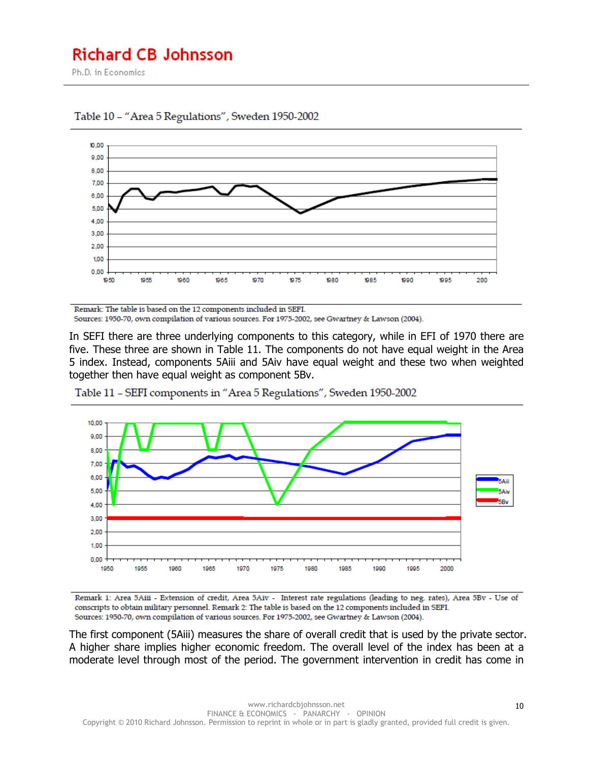Table 10 – "Area 5 Regulations", Sweden 1950-2002

Remark: The table is based on the 12 components included in SEFI.
Sources: 1950-70, own compilation of various sources. For 1975-2002, see Gwartney & Lawson (2004).

In SEFI there are three underlying components to this category, while in EFI of 1970 there are five. These three are shown in Table 11. The components do not have equal weight in the Area 5 index. Instead, components 5Aiii and 5Aiv have equal weight and these two when weighted together then have equal weight as component 5Bv.

Table 11 – SEFI components in "Area 5 Regulations", Sweden 1950-2002

Remark 1: Area 5Aiii - Extension of credit, Area 5Aiv - Interest rate regulations (leading to neg. rates), Area 5Bv - Use of conscripts to obtain military personnel. Remark 2: The table is based on the 12 components included in SEFI.
Sources: 1950-70, own compilation of various sources. For 1975-2002, see Gwartney & Lawson (2004).

The first component (5Aiii) measures the share of overall credit that is used by the private sector. A higher share implies higher economic freedom. The overall level of the index has been at a moderate level through most of the period. The government intervention in credit has come in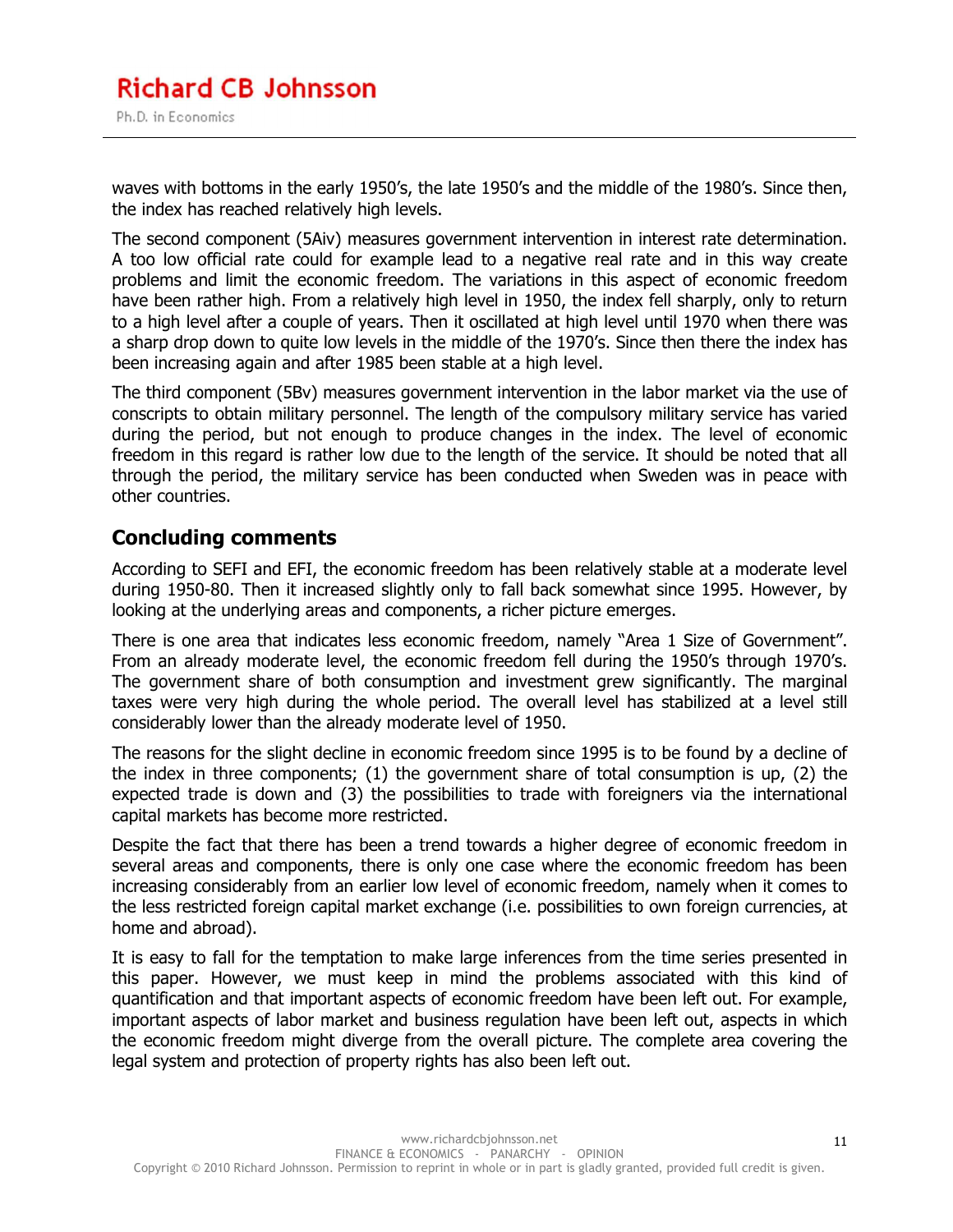waves with bottoms in the early 1950's, the late 1950's and the middle of the 1980's. Since then, the index has reached relatively high levels.

The second component (5Aiv) measures government intervention in interest rate determination. A too low official rate could for example lead to a negative real rate and in this way create problems and limit the economic freedom. The variations in this aspect of economic freedom have been rather high. From a relatively high level in 1950, the index fell sharply, only to return to a high level after a couple of years. Then it oscillated at high level until 1970 when there was a sharp drop down to quite low levels in the middle of the 1970's. Since then there the index has been increasing again and after 1985 been stable at a high level.

The third component (5Bv) measures government intervention in the labor market via the use of conscripts to obtain military personnel. The length of the compulsory military service has varied during the period, but not enough to produce changes in the index. The level of economic freedom in this regard is rather low due to the length of the service. It should be noted that all through the period, the military service has been conducted when Sweden was in peace with other countries.

## Concluding comments

According to SEFI and EFI, the economic freedom has been relatively stable at a moderate level during 1950-80. Then it increased slightly only to fall back somewhat since 1995. However, by looking at the underlying areas and components, a richer picture emerges.

There is one area that indicates less economic freedom, namely "Area 1 Size of Government". From an already moderate level, the economic freedom fell during the 1950's through 1970's. The government share of both consumption and investment grew significantly. The marginal taxes were very high during the whole period. The overall level has stabilized at a level still considerably lower than the already moderate level of 1950.

The reasons for the slight decline in economic freedom since 1995 is to be found by a decline of the index in three components; (1) the government share of total consumption is up, (2) the expected trade is down and (3) the possibilities to trade with foreigners via the international capital markets has become more restricted.

Despite the fact that there has been a trend towards a higher degree of economic freedom in several areas and components, there is only one case where the economic freedom has been increasing considerably from an earlier low level of economic freedom, namely when it comes to the less restricted foreign capital market exchange (i.e. possibilities to own foreign currencies, at home and abroad).

It is easy to fall for the temptation to make large inferences from the time series presented in this paper. However, we must keep in mind the problems associated with this kind of quantification and that important aspects of economic freedom have been left out. For example, important aspects of labor market and business regulation have been left out, aspects in which the economic freedom might diverge from the overall picture. The complete area covering the legal system and protection of property rights has also been left out.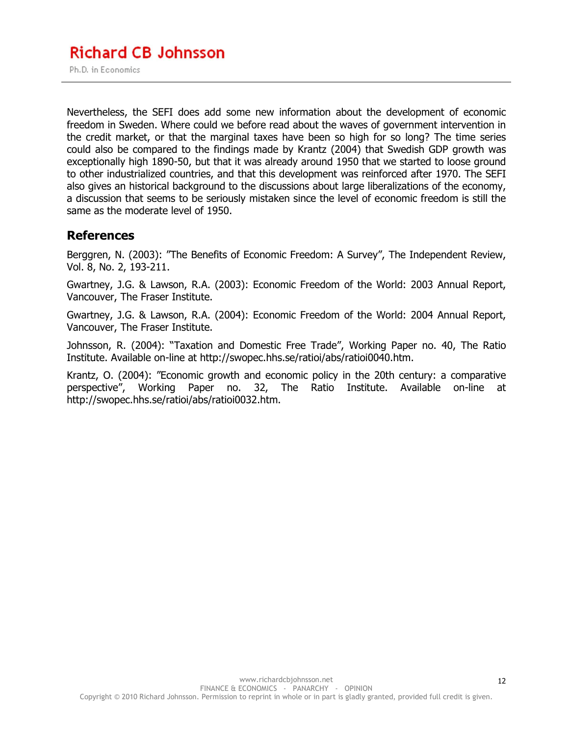Nevertheless, the SEFI does add some new information about the development of economic freedom in Sweden. Where could we before read about the waves of government intervention in the credit market, or that the marginal taxes have been so high for so long? The time series could also be compared to the findings made by Krantz (2004) that Swedish GDP growth was exceptionally high 1890-50, but that it was already around 1950 that we started to loose ground to other industrialized countries, and that this development was reinforced after 1970. The SEFI also gives an historical background to the discussions about large liberalizations of the economy, a discussion that seems to be seriously mistaken since the level of economic freedom is still the same as the moderate level of 1950.

## References

Berggren, N. (2003): "The Benefits of Economic Freedom: A Survey", The Independent Review, Vol. 8, No. 2, 193-211.

Gwartney, J.G. & Lawson, R.A. (2003): Economic Freedom of the World: 2003 Annual Report, Vancouver, The Fraser Institute.

Gwartney, J.G. & Lawson, R.A. (2004): Economic Freedom of the World: 2004 Annual Report, Vancouver, The Fraser Institute.

Johnsson, R. (2004): "Taxation and Domestic Free Trade", Working Paper no. 40, The Ratio Institute. Available on-line at http://swopec.hhs.se/ratioi/abs/ratioi0040.htm.

Krantz, O. (2004): "Economic growth and economic policy in the 20th century: a comparative perspective", Working Paper no. 32, The Ratio Institute. Available on-line at http://swopec.hhs.se/ratioi/abs/ratioi0032.htm.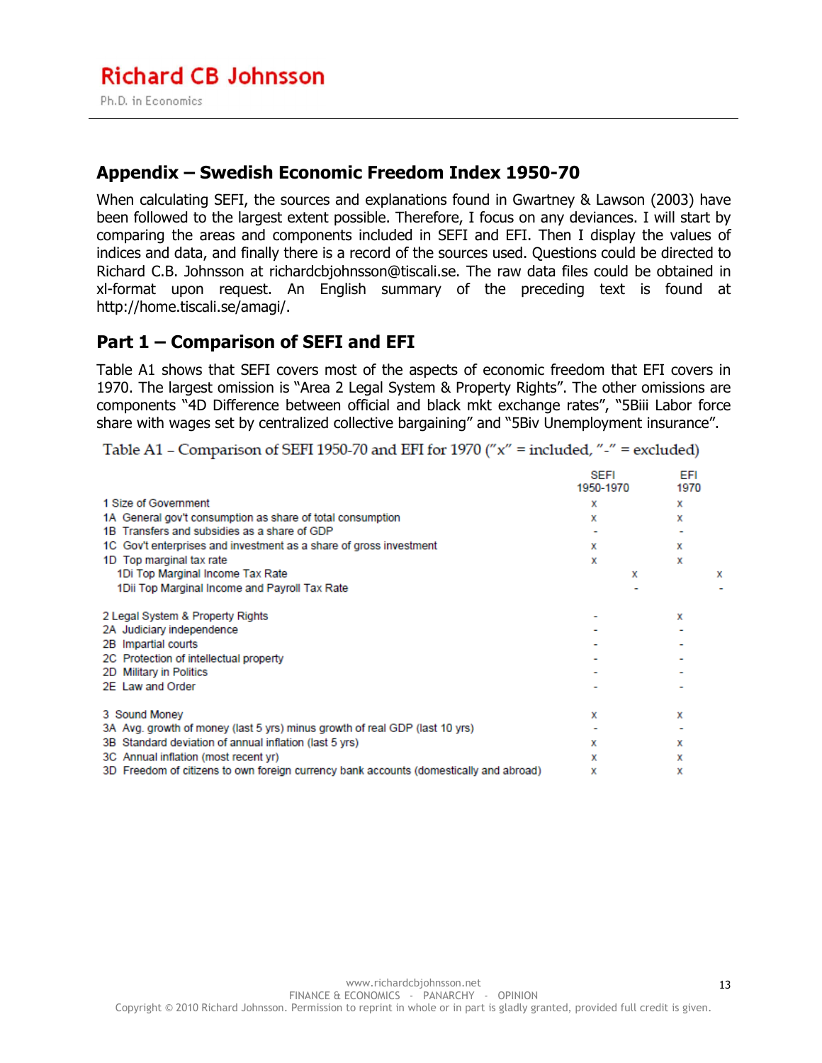## Appendix – Swedish Economic Freedom Index 1950-70

When calculating SEFI, the sources and explanations found in Gwartney & Lawson (2003) have been followed to the largest extent possible. Therefore, I focus on any deviances. I will start by comparing the areas and components included in SEFI and EFI. Then I display the values of indices and data, and finally there is a record of the sources used. Questions could be directed to Richard C.B. Johnsson at richardcbjohnsson@tiscali.se. The raw data files could be obtained in xl-format upon request. An English summary of the preceding text is found at http://home.tiscali.se/amagi/.

## Part 1 – Comparison of SEFI and EFI

Table A1 shows that SEFI covers most of the aspects of economic freedom that EFI covers in 1970. The largest omission is "Area 2 Legal System & Property Rights". The other omissions are components "4D Difference between official and black mkt exchange rates", "5Biii Labor force share with wages set by centralized collective bargaining" and "5Biv Unemployment insurance".

Table A1 – Comparison of SEFI 1950-70 and EFI for 1970 ("x" = included, "-" = excluded)

| | SEFI 1950-1970 | | EFI 1970 | |
|---|---|---|---|---|
| 1 Size of Government | x | | x | |
| 1A General gov't consumption as share of total consumption | x | | x | |
| 1B Transfers and subsidies as a share of GDP | - | | - | |
| 1C Gov't enterprises and investment as a share of gross investment | x | | x | |
| 1D Top marginal tax rate | x | | x | |
| 1Di Top Marginal Income Tax Rate | | x | | x |
| 1Dii Top Marginal Income and Payroll Tax Rate | | - | | - |
| 2 Legal System & Property Rights | - | | x | |
| 2A Judiciary independence | - | | - | |
| 2B Impartial courts | - | | - | |
| 2C Protection of intellectual property | - | | - | |
| 2D Military in Politics | - | | - | |
| 2E Law and Order | - | | - | |
| 3 Sound Money | x | | x | |
| 3A Avg. growth of money (last 5 yrs) minus growth of real GDP (last 10 yrs) | - | | - | |
| 3B Standard deviation of annual inflation (last 5 yrs) | x | | x | |
| 3C Annual inflation (most recent yr) | x | | x | |
| 3D Freedom of citizens to own foreign currency bank accounts (domestically and abroad) | x | | x | |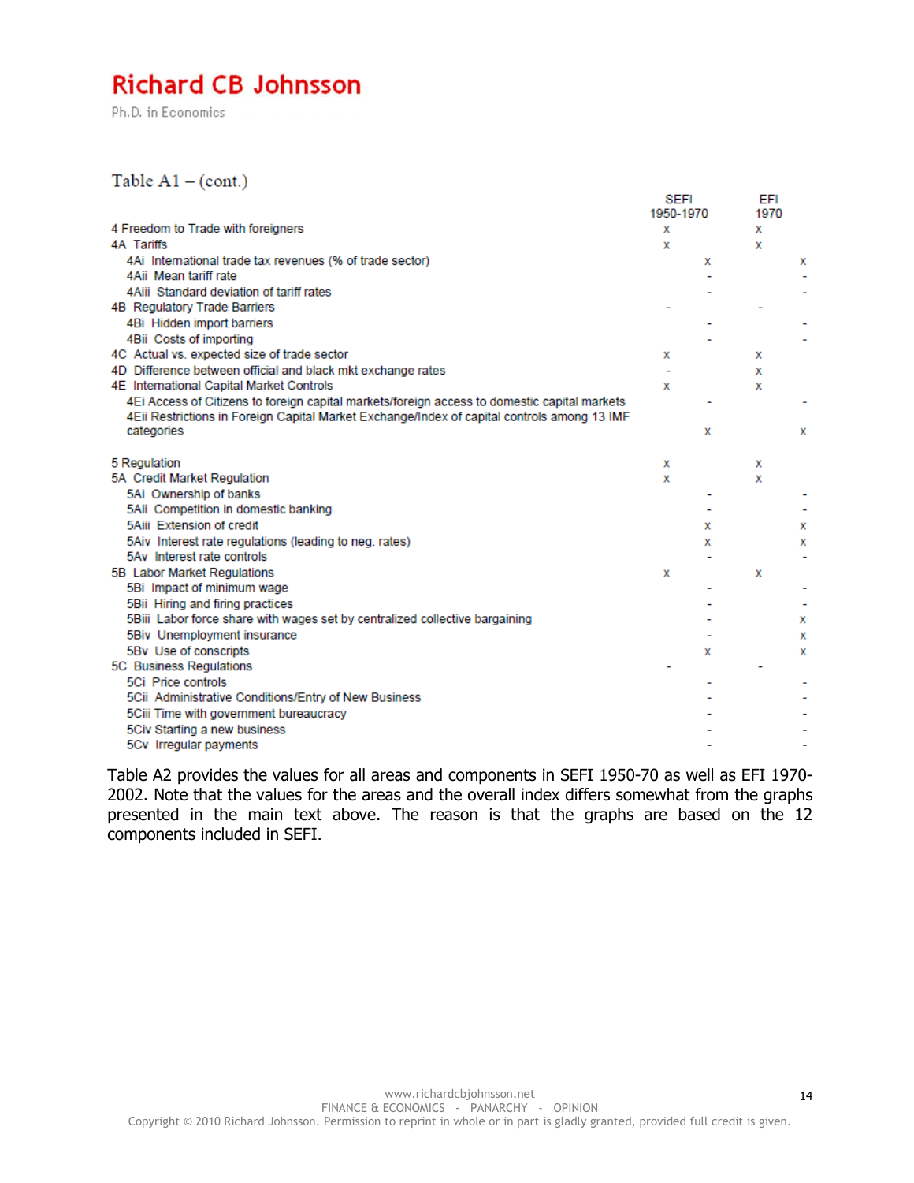Table A1 – (cont.)

| | SEFI 1950-1970 | | EFI 1970 | |
|---|---|---|---|---|
| 4 Freedom to Trade with foreigners | x | | x | |
| 4A Tariffs | x | | x | |
| 4Ai International trade tax revenues (% of trade sector) | | x | | x |
| 4Aii Mean tariff rate | | - | | - |
| 4Aiii Standard deviation of tariff rates | | - | | - |
| 4B Regulatory Trade Barriers | - | | - | |
| 4Bi Hidden import barriers | | - | | - |
| 4Bii Costs of importing | | - | | - |
| 4C Actual vs. expected size of trade sector | x | | x | |
| 4D Difference between official and black mkt exchange rates | - | | x | |
| 4E International Capital Market Controls | x | | x | |
| 4Ei Access of Citizens to foreign capital markets/foreign access to domestic capital markets | | - | | - |
| 4Eii Restrictions in Foreign Capital Market Exchange/Index of capital controls among 13 IMF categories | | x | | x |
| 5 Regulation | x | | x | |
| 5A Credit Market Regulation | x | | x | |
| 5Ai Ownership of banks | | - | | - |
| 5Aii Competition in domestic banking | | - | | - |
| 5Aiii Extension of credit | | x | | x |
| 5Aiv Interest rate regulations (leading to neg. rates) | | x | | x |
| 5Av Interest rate controls | | - | | - |
| 5B Labor Market Regulations | x | | x | |
| 5Bi Impact of minimum wage | | - | | - |
| 5Bii Hiring and firing practices | | - | | - |
| 5Biii Labor force share with wages set by centralized collective bargaining | | - | | x |
| 5Biv Unemployment insurance | | - | | x |
| 5Bv Use of conscripts | | x | | x |
| 5C Business Regulations | - | | - | |
| 5Ci Price controls | | - | | - |
| 5Cii Administrative Conditions/Entry of New Business | | - | | - |
| 5Ciii Time with government bureaucracy | | - | | - |
| 5Civ Starting a new business | | - | | - |
| 5Cv Irregular payments | | - | | - |

Table A2 provides the values for all areas and components in SEFI 1950-70 as well as EFI 1970-2002. Note that the values for the areas and the overall index differs somewhat from the graphs presented in the main text above. The reason is that the graphs are based on the 12 components included in SEFI.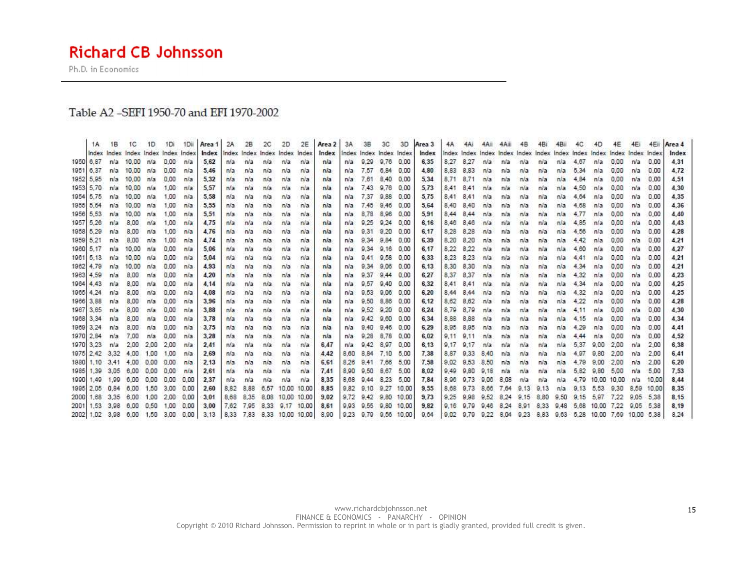Table A2 –SEFI 1950-70 and EFI 1970-2002

| | 1A | 1B | 1C | 1D | 1Di | 1Dii | Area 1 | 2A | 2B | 2C | 2D | 2E | Area 2 | 3A | 3B | 3C | 3D | Area 3 | 4A | 4Ai | 4Aii | 4Aiii | 4B | 4Bi | 4Bii | 4C | 4D | 4E | 4Ei | 4Eii | Area 4 |
|---|---|---|---|---|---|---|---|---|---|---|---|---|---|---|---|---|---|---|---|---|---|---|---|---|---|---|---|---|---|---|---|
| | Index | Index | Index | Index | Index | Index | Index | Index | Index | Index | Index | Index | Index | Index | Index | Index | Index | Index | Index | Index | Index | Index | Index | Index | Index | Index | Index | Index | Index | Index | Index |
| 1950 | 6,87 | n/a | 10,00 | n/a | 0,00 | n/a | 5,62 | n/a | n/a | n/a | n/a | n/a | n/a | n/a | 9,29 | 9,76 | 0,00 | 6,35 | 8,27 | 8,27 | n/a | n/a | n/a | n/a | n/a | 4,67 | n/a | 0,00 | n/a | 0,00 | 4,31 |
| 1951 | 6,37 | n/a | 10,00 | n/a | 0,00 | n/a | 5,46 | n/a | n/a | n/a | n/a | n/a | n/a | n/a | 7,57 | 6,84 | 0,00 | 4,80 | 8,83 | 8,83 | n/a | n/a | n/a | n/a | n/a | 5,34 | n/a | 0,00 | n/a | 0,00 | 4,72 |
| 1952 | 5,95 | n/a | 10,00 | n/a | 0,00 | n/a | 5,32 | n/a | n/a | n/a | n/a | n/a | n/a | n/a | 7,61 | 8,40 | 0,00 | 5,34 | 8,71 | 8,71 | n/a | n/a | n/a | n/a | n/a | 4,84 | n/a | 0,00 | n/a | 0,00 | 4,51 |
| 1953 | 5,70 | n/a | 10,00 | n/a | 1,00 | n/a | 5,57 | n/a | n/a | n/a | n/a | n/a | n/a | n/a | 7,43 | 9,76 | 0,00 | 5,73 | 8,41 | 8,41 | n/a | n/a | n/a | n/a | n/a | 4,50 | n/a | 0,00 | n/a | 0,00 | 4,30 |
| 1954 | 5,75 | n/a | 10,00 | n/a | 1,00 | n/a | 5,58 | n/a | n/a | n/a | n/a | n/a | n/a | n/a | 7,37 | 9,88 | 0,00 | 5,75 | 8,41 | 8,41 | n/a | n/a | n/a | n/a | n/a | 4,64 | n/a | 0,00 | n/a | 0,00 | 4,35 |
| 1955 | 5,64 | n/a | 10,00 | n/a | 1,00 | n/a | 5,55 | n/a | n/a | n/a | n/a | n/a | n/a | n/a | 7,45 | 9,46 | 0,00 | 5,64 | 8,40 | 8,40 | n/a | n/a | n/a | n/a | n/a | 4,68 | n/a | 0,00 | n/a | 0,00 | 4,36 |
| 1956 | 5,53 | n/a | 10,00 | n/a | 1,00 | n/a | 5,51 | n/a | n/a | n/a | n/a | n/a | n/a | n/a | 8,78 | 8,96 | 0,00 | 5,91 | 8,44 | 8,44 | n/a | n/a | n/a | n/a | n/a | 4,77 | n/a | 0,00 | n/a | 0,00 | 4,40 |
| 1957 | 5,26 | n/a | 8,00 | n/a | 1,00 | n/a | 4,75 | n/a | n/a | n/a | n/a | n/a | n/a | n/a | 9,25 | 9,24 | 0,00 | 6,16 | 8,46 | 8,46 | n/a | n/a | n/a | n/a | n/a | 4,85 | n/a | 0,00 | n/a | 0,00 | 4,43 |
| 1958 | 5,29 | n/a | 8,00 | n/a | 1,00 | n/a | 4,76 | n/a | n/a | n/a | n/a | n/a | n/a | n/a | 9,31 | 9,20 | 0,00 | 6,17 | 8,28 | 8,28 | n/a | n/a | n/a | n/a | n/a | 4,56 | n/a | 0,00 | n/a | 0,00 | 4,28 |
| 1959 | 5,21 | n/a | 8,00 | n/a | 1,00 | n/a | 4,74 | n/a | n/a | n/a | n/a | n/a | n/a | n/a | 9,34 | 9,84 | 0,00 | 6,39 | 8,20 | 8,20 | n/a | n/a | n/a | n/a | n/a | 4,42 | n/a | 0,00 | n/a | 0,00 | 4,21 |
| 1960 | 5,17 | n/a | 10,00 | n/a | 0,00 | n/a | 5,06 | n/a | n/a | n/a | n/a | n/a | n/a | n/a | 9,34 | 9,16 | 0,00 | 6,17 | 8,22 | 8,22 | n/a | n/a | n/a | n/a | n/a | 4,60 | n/a | 0,00 | n/a | 0,00 | 4,27 |
| 1961 | 5,13 | n/a | 10,00 | n/a | 0,00 | n/a | 5,04 | n/a | n/a | n/a | n/a | n/a | n/a | n/a | 9,41 | 9,58 | 0,00 | 6,33 | 8,23 | 8,23 | n/a | n/a | n/a | n/a | n/a | 4,41 | n/a | 0,00 | n/a | 0,00 | 4,21 |
| 1962 | 4,79 | n/a | 10,00 | n/a | 0,00 | n/a | 4,93 | n/a | n/a | n/a | n/a | n/a | n/a | n/a | 9,34 | 9,06 | 0,00 | 6,13 | 8,30 | 8,30 | n/a | n/a | n/a | n/a | n/a | 4,34 | n/a | 0,00 | n/a | 0,00 | 4,21 |
| 1963 | 4,59 | n/a | 8,00 | n/a | 0,00 | n/a | 4,20 | n/a | n/a | n/a | n/a | n/a | n/a | n/a | 9,37 | 9,44 | 0,00 | 6,27 | 8,37 | 8,37 | n/a | n/a | n/a | n/a | n/a | 4,32 | n/a | 0,00 | n/a | 0,00 | 4,23 |
| 1964 | 4,43 | n/a | 8,00 | n/a | 0,00 | n/a | 4,14 | n/a | n/a | n/a | n/a | n/a | n/a | n/a | 9,57 | 9,40 | 0,00 | 6,32 | 8,41 | 8,41 | n/a | n/a | n/a | n/a | n/a | 4,34 | n/a | 0,00 | n/a | 0,00 | 4,25 |
| 1965 | 4,24 | n/a | 8,00 | n/a | 0,00 | n/a | 4,08 | n/a | n/a | n/a | n/a | n/a | n/a | n/a | 9,53 | 9,06 | 0,00 | 6,20 | 8,44 | 8,44 | n/a | n/a | n/a | n/a | n/a | 4,32 | n/a | 0,00 | n/a | 0,00 | 4,25 |
| 1966 | 3,88 | n/a | 8,00 | n/a | 0,00 | n/a | 3,96 | n/a | n/a | n/a | n/a | n/a | n/a | n/a | 9,50 | 8,86 | 0,00 | 6,12 | 8,62 | 8,62 | n/a | n/a | n/a | n/a | n/a | 4,22 | n/a | 0,00 | n/a | 0,00 | 4,28 |
| 1967 | 3,65 | n/a | 8,00 | n/a | 0,00 | n/a | 3,88 | n/a | n/a | n/a | n/a | n/a | n/a | n/a | 9,52 | 9,20 | 0,00 | 6,24 | 8,79 | 8,79 | n/a | n/a | n/a | n/a | n/a | 4,11 | n/a | 0,00 | n/a | 0,00 | 4,30 |
| 1968 | 3,34 | n/a | 8,00 | n/a | 0,00 | n/a | 3,78 | n/a | n/a | n/a | n/a | n/a | n/a | n/a | 9,42 | 9,60 | 0,00 | 6,34 | 8,88 | 8,88 | n/a | n/a | n/a | n/a | n/a | 4,15 | n/a | 0,00 | n/a | 0,00 | 4,34 |
| 1969 | 3,24 | n/a | 8,00 | n/a | 0,00 | n/a | 3,75 | n/a | n/a | n/a | n/a | n/a | n/a | n/a | 9,40 | 9,46 | 0,00 | 6,29 | 8,95 | 8,95 | n/a | n/a | n/a | n/a | n/a | 4,29 | n/a | 0,00 | n/a | 0,00 | 4,41 |
| 1970 | 2,84 | n/a | 7,00 | n/a | 0,00 | n/a | 3,28 | n/a | n/a | n/a | n/a | n/a | n/a | n/a | 9,28 | 8,78 | 0,00 | 6,02 | 9,11 | 9,11 | n/a | n/a | n/a | n/a | n/a | 4,44 | n/a | 0,00 | n/a | 0,00 | 4,52 |
| 1970 | 3,23 | n/a | 2,00 | 2,00 | 2,00 | n/a | 2,41 | n/a | n/a | n/a | n/a | n/a | 6,47 | n/a | 9,42 | 8,97 | 0,00 | 6,13 | 9,17 | 9,17 | n/a | n/a | n/a | n/a | n/a | 5,37 | 9,00 | 2,00 | n/a | 2,00 | 6,38 |
| 1975 | 2,42 | 3,32 | 4,00 | 1,00 | 1,00 | n/a | 2,69 | n/a | n/a | n/a | n/a | n/a | 4,42 | 8,60 | 8,84 | 7,10 | 5,00 | 7,38 | 8,87 | 9,33 | 8,40 | n/a | n/a | n/a | n/a | 4,97 | 9,80 | 2,00 | n/a | 2,00 | 6,41 |
| 1980 | 1,10 | 3,41 | 4,00 | 0,00 | 0,00 | n/a | 2,13 | n/a | n/a | n/a | n/a | n/a | 6,61 | 8,26 | 9,41 | 7,66 | 5,00 | 7,58 | 9,02 | 9,53 | 8,50 | n/a | n/a | n/a | n/a | 4,79 | 9,00 | 2,00 | n/a | 2,00 | 6,20 |
| 1985 | 1,39 | 3,05 | 6,00 | 0,00 | 0,00 | n/a | 2,61 | n/a | n/a | n/a | n/a | n/a | 7,41 | 8,90 | 9,50 | 8,67 | 5,00 | 8,02 | 9,49 | 9,80 | 9,18 | n/a | n/a | n/a | n/a | 5,82 | 9,80 | 5,00 | n/a | 5,00 | 7,53 |
| 1990 | 1,49 | 1,99 | 6,00 | 0,00 | 0,00 | 0,00 | 2,37 | n/a | n/a | n/a | n/a | n/a | 8,35 | 8,68 | 9,44 | 8,23 | 5,00 | 7,84 | 8,96 | 9,73 | 9,06 | 8,08 | n/a | n/a | n/a | 4,79 | 10,00 | 10,00 | n/a | 10,00 | 8,44 |
| 1995 | 2,05 | 0,84 | 6,00 | 1,50 | 3,00 | 0,00 | 2,60 | 8,82 | 8,88 | 6,57 | 10,00 | 10,00 | 8,85 | 9,82 | 9,10 | 9,27 | 10,00 | 9,55 | 8,68 | 9,73 | 8,66 | 7,64 | 9,13 | 9,13 | n/a | 9,13 | 5,53 | 9,30 | 8,59 | 10,00 | 8,35 |
| 2000 | 1,68 | 3,35 | 6,00 | 1,00 | 2,00 | 0,00 | 3,01 | 8,68 | 8,35 | 8,08 | 10,00 | 10,00 | 9,02 | 9,72 | 9,42 | 9,80 | 10,00 | 9,73 | 9,25 | 9,98 | 9,52 | 8,24 | 9,15 | 8,80 | 9,50 | 9,15 | 5,97 | 7,22 | 9,05 | 5,38 | 8,15 |
| 2001 | 1,53 | 3,98 | 6,00 | 0,50 | 1,00 | 0,00 | 3,00 | 7,62 | 7,95 | 8,33 | 9,17 | 10,00 | 8,61 | 9,93 | 9,55 | 9,80 | 10,00 | 9,82 | 9,16 | 9,79 | 9,46 | 8,24 | 8,91 | 8,33 | 9,48 | 5,68 | 10,00 | 7,22 | 9,05 | 5,38 | 8,19 |
| 2002 | 1,02 | 3,98 | 6,00 | 1,50 | 3,00 | 0,00 | 3,13 | 8,33 | 7,83 | 8,33 | 10,00 | 10,00 | 8,90 | 9,23 | 9,79 | 9,56 | 10,00 | 9,64 | 9,02 | 9,79 | 9,22 | 8,04 | 9,23 | 8,83 | 9,63 | 5,28 | 10,00 | 7,69 | 10,00 | 5,38 | 8,24 |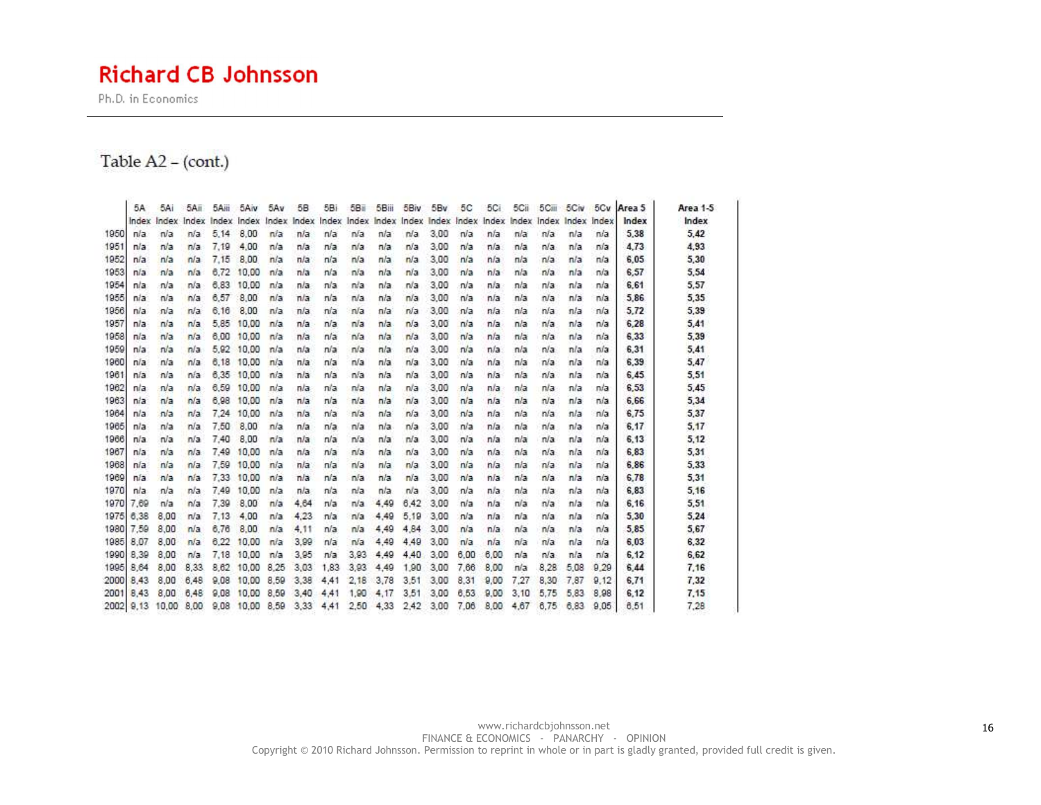# Richard CB Johnsson

Ph.D. in Economics

Table A2 – (cont.)

| | 5A Index | 5Ai Index | 5Aii Index | 5Aiii Index | 5Aiv Index | 5Av Index | 5B Index | 5Bi Index | 5Bii Index | 5Biii Index | 5Biv Index | 5Bv Index | 5C Index | 5Ci Index | 5Cii Index | 5Ciii Index | 5Civ Index | 5Cv Index | Area 5 Index | Area 1-5 Index |
|---|---|---|---|---|---|---|---|---|---|---|---|---|---|---|---|---|---|---|---|---|
| 1950 | n/a | n/a | n/a | 5,14 | 8,00 | n/a | n/a | n/a | n/a | n/a | n/a | 3,00 | n/a | n/a | n/a | n/a | n/a | n/a | 5,38 | 5,42 |
| 1951 | n/a | n/a | n/a | 7,19 | 4,00 | n/a | n/a | n/a | n/a | n/a | n/a | 3,00 | n/a | n/a | n/a | n/a | n/a | n/a | 4,73 | 4,93 |
| 1952 | n/a | n/a | n/a | 7,15 | 8,00 | n/a | n/a | n/a | n/a | n/a | n/a | 3,00 | n/a | n/a | n/a | n/a | n/a | n/a | 6,05 | 5,30 |
| 1953 | n/a | n/a | n/a | 6,72 | 10,00 | n/a | n/a | n/a | n/a | n/a | n/a | 3,00 | n/a | n/a | n/a | n/a | n/a | n/a | 6,57 | 5,54 |
| 1954 | n/a | n/a | n/a | 6,83 | 10,00 | n/a | n/a | n/a | n/a | n/a | n/a | 3,00 | n/a | n/a | n/a | n/a | n/a | n/a | 6,61 | 5,57 |
| 1955 | n/a | n/a | n/a | 6,57 | 8,00 | n/a | n/a | n/a | n/a | n/a | n/a | 3,00 | n/a | n/a | n/a | n/a | n/a | n/a | 5,86 | 5,35 |
| 1956 | n/a | n/a | n/a | 6,16 | 8,00 | n/a | n/a | n/a | n/a | n/a | n/a | 3,00 | n/a | n/a | n/a | n/a | n/a | n/a | 5,72 | 5,39 |
| 1957 | n/a | n/a | n/a | 5,85 | 10,00 | n/a | n/a | n/a | n/a | n/a | n/a | 3,00 | n/a | n/a | n/a | n/a | n/a | n/a | 6,28 | 5,41 |
| 1958 | n/a | n/a | n/a | 6,00 | 10,00 | n/a | n/a | n/a | n/a | n/a | n/a | 3,00 | n/a | n/a | n/a | n/a | n/a | n/a | 6,33 | 5,39 |
| 1959 | n/a | n/a | n/a | 5,92 | 10,00 | n/a | n/a | n/a | n/a | n/a | n/a | 3,00 | n/a | n/a | n/a | n/a | n/a | n/a | 6,31 | 5,41 |
| 1960 | n/a | n/a | n/a | 6,18 | 10,00 | n/a | n/a | n/a | n/a | n/a | n/a | 3,00 | n/a | n/a | n/a | n/a | n/a | n/a | 6,39 | 5,47 |
| 1961 | n/a | n/a | n/a | 6,35 | 10,00 | n/a | n/a | n/a | n/a | n/a | n/a | 3,00 | n/a | n/a | n/a | n/a | n/a | n/a | 6,45 | 5,51 |
| 1962 | n/a | n/a | n/a | 6,59 | 10,00 | n/a | n/a | n/a | n/a | n/a | n/a | 3,00 | n/a | n/a | n/a | n/a | n/a | n/a | 6,53 | 5,45 |
| 1963 | n/a | n/a | n/a | 6,98 | 10,00 | n/a | n/a | n/a | n/a | n/a | n/a | 3,00 | n/a | n/a | n/a | n/a | n/a | n/a | 6,66 | 5,34 |
| 1964 | n/a | n/a | n/a | 7,24 | 10,00 | n/a | n/a | n/a | n/a | n/a | n/a | 3,00 | n/a | n/a | n/a | n/a | n/a | n/a | 6,75 | 5,37 |
| 1965 | n/a | n/a | n/a | 7,50 | 8,00 | n/a | n/a | n/a | n/a | n/a | n/a | 3,00 | n/a | n/a | n/a | n/a | n/a | n/a | 6,17 | 5,17 |
| 1966 | n/a | n/a | n/a | 7,40 | 8,00 | n/a | n/a | n/a | n/a | n/a | n/a | 3,00 | n/a | n/a | n/a | n/a | n/a | n/a | 6,13 | 5,12 |
| 1967 | n/a | n/a | n/a | 7,49 | 10,00 | n/a | n/a | n/a | n/a | n/a | n/a | 3,00 | n/a | n/a | n/a | n/a | n/a | n/a | 6,83 | 5,31 |
| 1968 | n/a | n/a | n/a | 7,59 | 10,00 | n/a | n/a | n/a | n/a | n/a | n/a | 3,00 | n/a | n/a | n/a | n/a | n/a | n/a | 6,86 | 5,33 |
| 1969 | n/a | n/a | n/a | 7,33 | 10,00 | n/a | n/a | n/a | n/a | n/a | n/a | 3,00 | n/a | n/a | n/a | n/a | n/a | n/a | 6,78 | 5,31 |
| 1970 | n/a | n/a | n/a | 7,49 | 10,00 | n/a | n/a | n/a | n/a | n/a | n/a | 3,00 | n/a | n/a | n/a | n/a | n/a | n/a | 6,83 | 5,16 |
| 1970 | 7,69 | n/a | n/a | 7,39 | 8,00 | n/a | 4,64 | n/a | n/a | 4,49 | 6,42 | 3,00 | n/a | n/a | n/a | n/a | n/a | n/a | 6,16 | 5,51 |
| 1975 | 6,38 | 8,00 | n/a | 7,13 | 4,00 | n/a | 4,23 | n/a | n/a | 4,49 | 5,19 | 3,00 | n/a | n/a | n/a | n/a | n/a | n/a | 5,30 | 5,24 |
| 1980 | 7,59 | 8,00 | n/a | 6,76 | 8,00 | n/a | 4,11 | n/a | n/a | 4,49 | 4,84 | 3,00 | n/a | n/a | n/a | n/a | n/a | n/a | 5,85 | 5,67 |
| 1985 | 8,07 | 8,00 | n/a | 6,22 | 10,00 | n/a | 3,99 | n/a | n/a | 4,49 | 4,49 | 3,00 | n/a | n/a | n/a | n/a | n/a | n/a | 6,03 | 6,32 |
| 1990 | 8,39 | 8,00 | n/a | 7,18 | 10,00 | n/a | 3,85 | n/a | 3,93 | 4,49 | 4,40 | 3,00 | 6,00 | 6,00 | n/a | n/a | n/a | n/a | 6,12 | 6,62 |
| 1995 | 8,64 | 8,00 | 8,33 | 8,62 | 10,00 | 8,25 | 3,03 | 1,83 | 3,93 | 4,49 | 1,90 | 3,00 | 7,66 | 8,00 | n/a | 8,28 | 5,08 | 9,29 | 6,44 | 7,16 |
| 2000 | 8,43 | 8,00 | 6,48 | 9,08 | 10,00 | 8,59 | 3,38 | 4,41 | 2,18 | 3,78 | 3,51 | 3,00 | 8,31 | 9,00 | 7,27 | 8,30 | 7,87 | 9,12 | 6,71 | 7,32 |
| 2001 | 8,43 | 8,00 | 6,48 | 9,08 | 10,00 | 8,59 | 3,40 | 4,41 | 1,90 | 4,17 | 3,51 | 3,00 | 6,53 | 9,00 | 3,10 | 5,75 | 5,83 | 8,98 | 6,12 | 7,15 |
| 2002 | 9,13 | 10,00 | 8,00 | 9,08 | 10,00 | 8,59 | 3,33 | 4,41 | 2,50 | 4,33 | 2,42 | 3,00 | 7,06 | 8,00 | 4,67 | 6,75 | 6,83 | 9,05 | 6,51 | 7,28 |

www.richardcbjohnsson.net
FINANCE & ECONOMICS - PANARCHY - OPINION
Copyright © 2010 Richard Johnsson. Permission to reprint in whole or in part is gladly granted, provided full credit is given.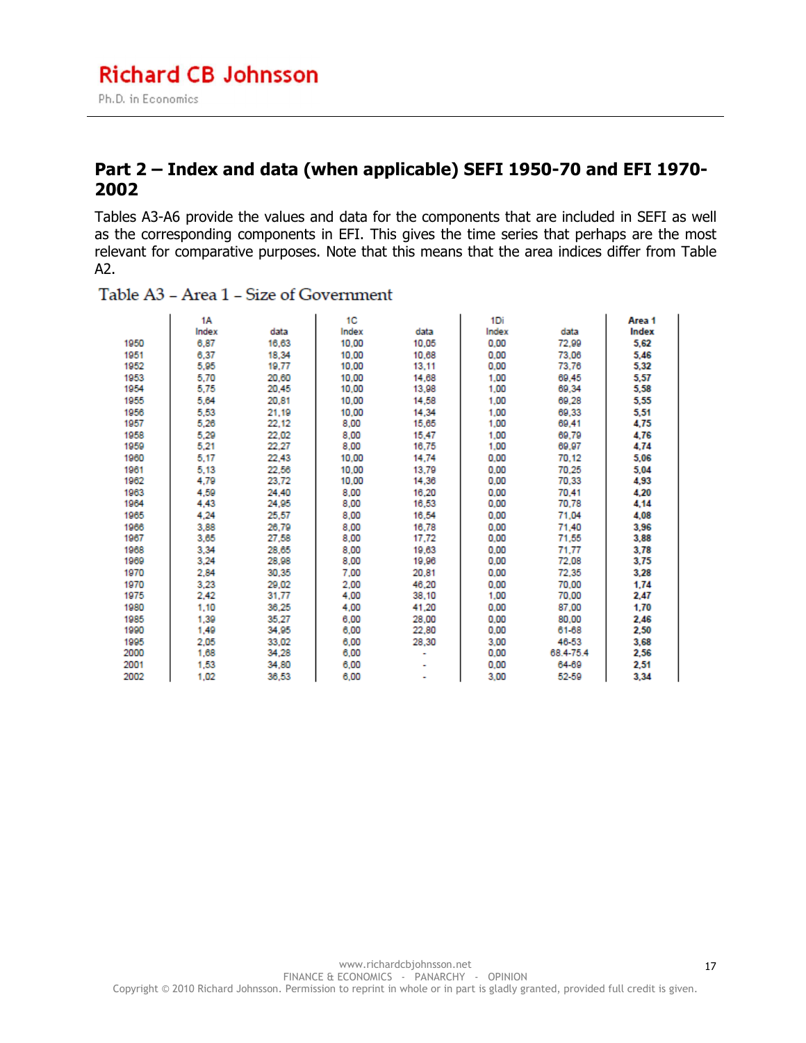## Part 2 – Index and data (when applicable) SEFI 1950-70 and EFI 1970-2002

Tables A3-A6 provide the values and data for the components that are included in SEFI as well as the corresponding components in EFI. This gives the time series that perhaps are the most relevant for comparative purposes. Note that this means that the area indices differ from Table A2.

Table A3 – Area 1 – Size of Government

| | 1A Index | data | 1C Index | data | 1Di Index | data | Area 1 Index |
|---|---|---|---|---|---|---|---|
| 1950 | 6,87 | 16,63 | 10,00 | 10,05 | 0,00 | 72,99 | 5,62 |
| 1951 | 6,37 | 18,34 | 10,00 | 10,68 | 0,00 | 73,06 | 5,46 |
| 1952 | 5,95 | 19,77 | 10,00 | 13,11 | 0,00 | 73,76 | 5,32 |
| 1953 | 5,70 | 20,60 | 10,00 | 14,68 | 1,00 | 69,45 | 5,57 |
| 1954 | 5,75 | 20,45 | 10,00 | 13,98 | 1,00 | 69,34 | 5,58 |
| 1955 | 5,64 | 20,81 | 10,00 | 14,58 | 1,00 | 69,28 | 5,55 |
| 1956 | 5,53 | 21,19 | 10,00 | 14,34 | 1,00 | 69,33 | 5,51 |
| 1957 | 5,26 | 22,12 | 8,00 | 15,65 | 1,00 | 69,41 | 4,75 |
| 1958 | 5,29 | 22,02 | 8,00 | 15,47 | 1,00 | 69,79 | 4,76 |
| 1959 | 5,21 | 22,27 | 8,00 | 16,75 | 1,00 | 69,97 | 4,74 |
| 1960 | 5,17 | 22,43 | 10,00 | 14,74 | 0,00 | 70,12 | 5,06 |
| 1961 | 5,13 | 22,56 | 10,00 | 13,79 | 0,00 | 70,25 | 5,04 |
| 1962 | 4,79 | 23,72 | 10,00 | 14,36 | 0,00 | 70,33 | 4,93 |
| 1963 | 4,59 | 24,40 | 8,00 | 16,20 | 0,00 | 70,41 | 4,20 |
| 1964 | 4,43 | 24,95 | 8,00 | 16,53 | 0,00 | 70,78 | 4,14 |
| 1965 | 4,24 | 25,57 | 8,00 | 16,54 | 0,00 | 71,04 | 4,08 |
| 1966 | 3,88 | 26,79 | 8,00 | 16,78 | 0,00 | 71,40 | 3,96 |
| 1967 | 3,65 | 27,58 | 8,00 | 17,72 | 0,00 | 71,55 | 3,88 |
| 1968 | 3,34 | 28,65 | 8,00 | 19,63 | 0,00 | 71,77 | 3,78 |
| 1969 | 3,24 | 28,98 | 8,00 | 19,96 | 0,00 | 72,08 | 3,75 |
| 1970 | 2,84 | 30,35 | 7,00 | 20,81 | 0,00 | 72,35 | 3,28 |
| 1970 | 3,23 | 29,02 | 2,00 | 46,20 | 0,00 | 70,00 | 1,74 |
| 1975 | 2,42 | 31,77 | 4,00 | 38,10 | 1,00 | 70,00 | 2,47 |
| 1980 | 1,10 | 36,25 | 4,00 | 41,20 | 0,00 | 87,00 | 1,70 |
| 1985 | 1,39 | 35,27 | 6,00 | 28,00 | 0,00 | 80,00 | 2,46 |
| 1990 | 1,49 | 34,95 | 6,00 | 22,80 | 0,00 | 61-68 | 2,50 |
| 1995 | 2,05 | 33,02 | 6,00 | 28,30 | 3,00 | 46-53 | 3,68 |
| 2000 | 1,68 | 34,28 | 6,00 | - | 0,00 | 68.4-75.4 | 2,56 |
| 2001 | 1,53 | 34,80 | 6,00 | - | 0,00 | 64-69 | 2,51 |
| 2002 | 1,02 | 36,53 | 6,00 | - | 3,00 | 52-59 | 3,34 |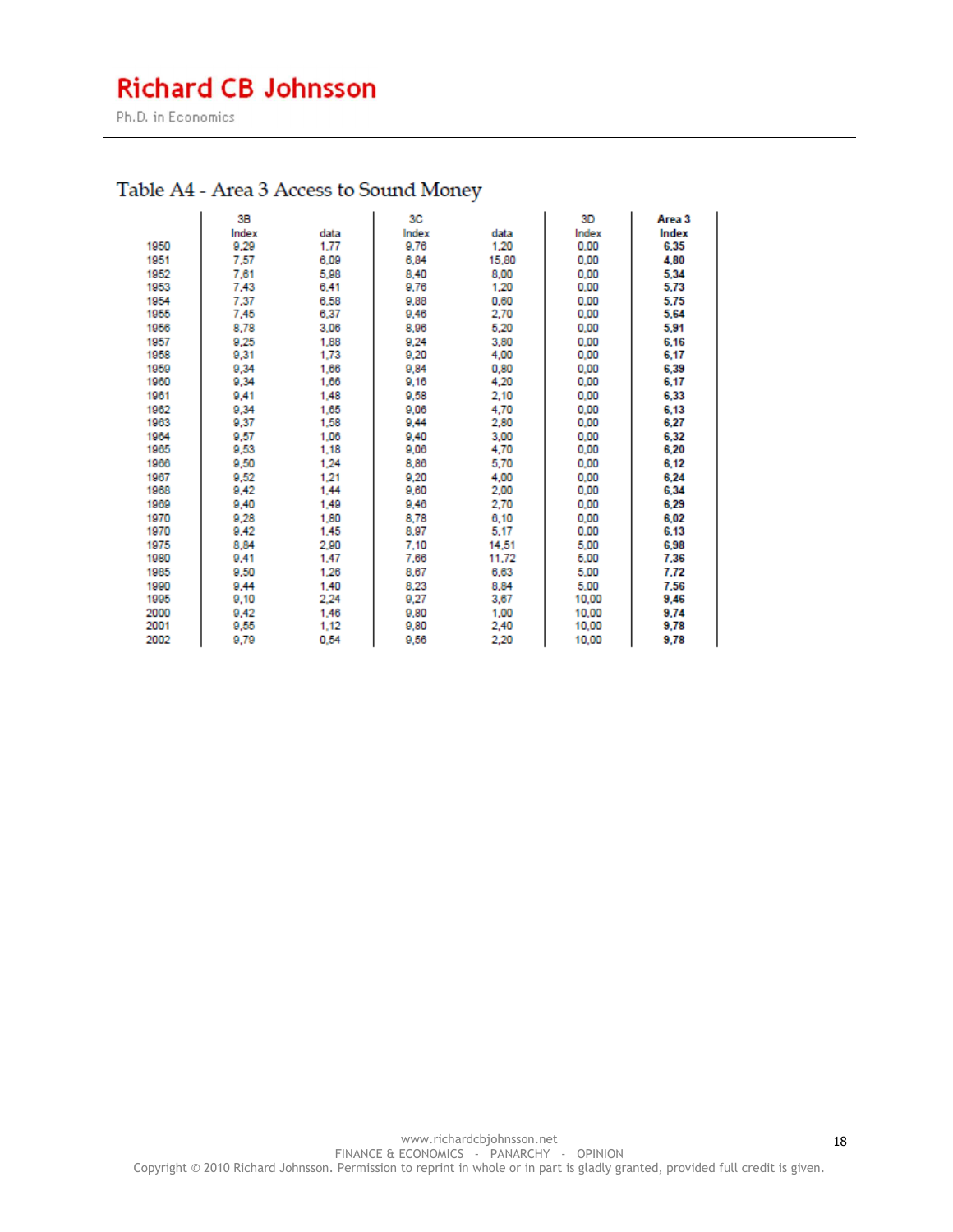## Table A4 - Area 3 Access to Sound Money

| | 3B Index | data | 3C Index | data | 3D Index | **Area 3 Index** |
|---|---|---|---|---|---|---|
| 1950 | 9,29 | 1,77 | 9,76 | 1,20 | 0,00 | **6,35** |
| 1951 | 7,57 | 6,09 | 6,84 | 15,80 | 0,00 | **4,80** |
| 1952 | 7,61 | 5,98 | 8,40 | 8,00 | 0,00 | **5,34** |
| 1953 | 7,43 | 6,41 | 9,76 | 1,20 | 0,00 | **5,73** |
| 1954 | 7,37 | 6,58 | 9,88 | 0,60 | 0,00 | **5,75** |
| 1955 | 7,45 | 6,37 | 9,46 | 2,70 | 0,00 | **5,64** |
| 1956 | 8,78 | 3,06 | 8,96 | 5,20 | 0,00 | **5,91** |
| 1957 | 9,25 | 1,88 | 9,24 | 3,80 | 0,00 | **6,16** |
| 1958 | 9,31 | 1,73 | 9,20 | 4,00 | 0,00 | **6,17** |
| 1959 | 9,34 | 1,66 | 9,84 | 0,80 | 0,00 | **6,39** |
| 1960 | 9,34 | 1,66 | 9,16 | 4,20 | 0,00 | **6,17** |
| 1961 | 9,41 | 1,48 | 9,58 | 2,10 | 0,00 | **6,33** |
| 1962 | 9,34 | 1,65 | 9,06 | 4,70 | 0,00 | **6,13** |
| 1963 | 9,37 | 1,58 | 9,44 | 2,80 | 0,00 | **6,27** |
| 1964 | 9,57 | 1,06 | 9,40 | 3,00 | 0,00 | **6,32** |
| 1965 | 9,53 | 1,18 | 9,06 | 4,70 | 0,00 | **6,20** |
| 1966 | 9,50 | 1,24 | 8,86 | 5,70 | 0,00 | **6,12** |
| 1967 | 9,52 | 1,21 | 9,20 | 4,00 | 0,00 | **6,24** |
| 1968 | 9,42 | 1,44 | 9,60 | 2,00 | 0,00 | **6,34** |
| 1969 | 9,40 | 1,49 | 9,46 | 2,70 | 0,00 | **6,29** |
| 1970 | 9,28 | 1,80 | 8,78 | 6,10 | 0,00 | **6,02** |
| 1970 | 9,42 | 1,45 | 8,97 | 5,17 | 0,00 | **6,13** |
| 1975 | 8,84 | 2,90 | 7,10 | 14,51 | 5,00 | **6,98** |
| 1980 | 9,41 | 1,47 | 7,66 | 11,72 | 5,00 | **7,36** |
| 1985 | 9,50 | 1,26 | 8,67 | 6,63 | 5,00 | **7,72** |
| 1990 | 9,44 | 1,40 | 8,23 | 8,84 | 5,00 | **7,56** |
| 1995 | 9,10 | 2,24 | 9,27 | 3,67 | 10,00 | **9,46** |
| 2000 | 9,42 | 1,46 | 9,80 | 1,00 | 10,00 | **9,74** |
| 2001 | 9,55 | 1,12 | 9,80 | 2,40 | 10,00 | **9,78** |
| 2002 | 9,79 | 0,54 | 9,56 | 2,20 | 10,00 | **9,78** |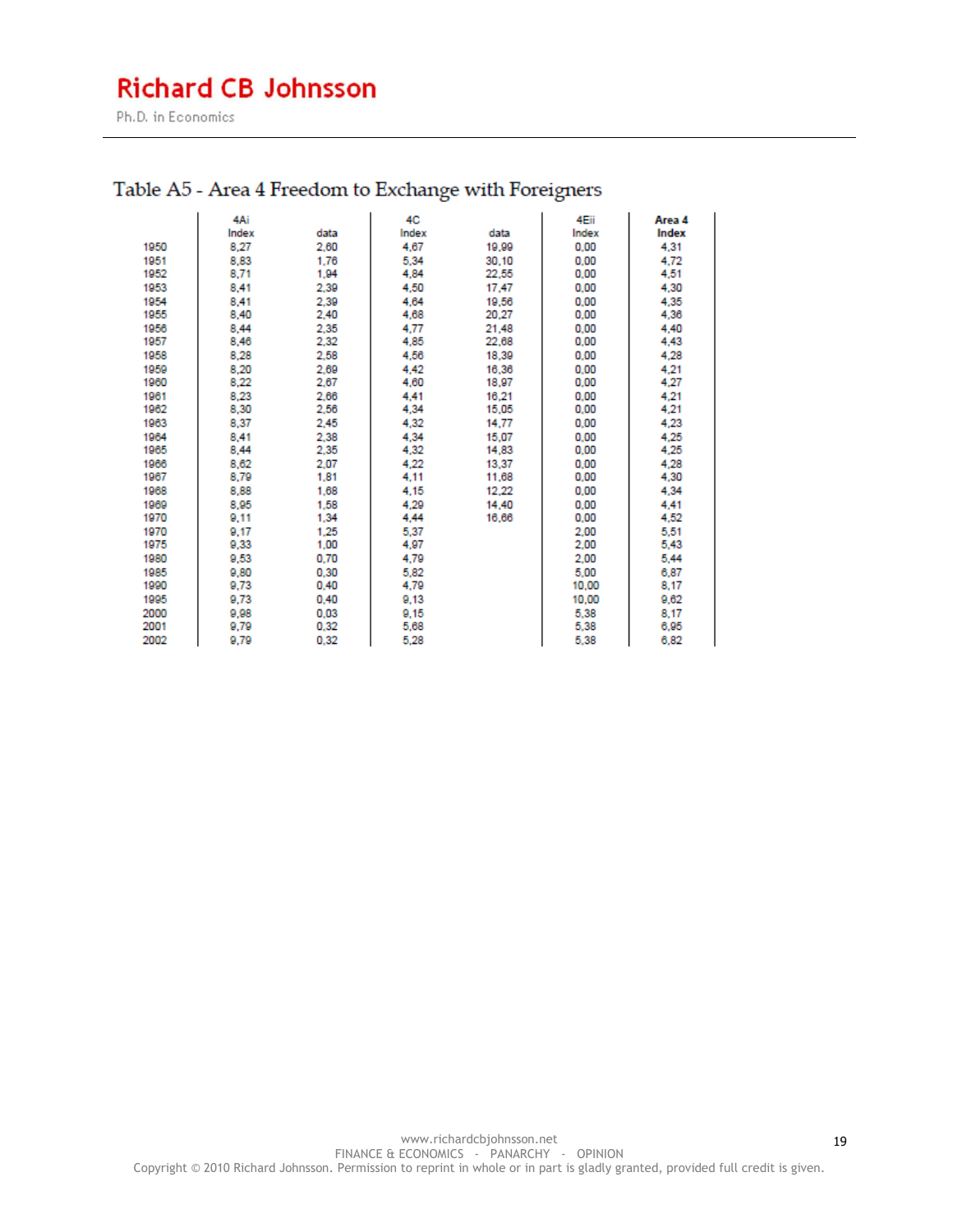## Table A5 - Area 4 Freedom to Exchange with Foreigners

| | 4Ai Index | data | 4C Index | data | 4Eii Index | Area 4 Index |
|---|---|---|---|---|---|---|
| 1950 | 8,27 | 2,60 | 4,67 | 19,99 | 0,00 | 4,31 |
| 1951 | 8,83 | 1,76 | 5,34 | 30,10 | 0,00 | 4,72 |
| 1952 | 8,71 | 1,94 | 4,84 | 22,55 | 0,00 | 4,51 |
| 1953 | 8,41 | 2,39 | 4,50 | 17,47 | 0,00 | 4,30 |
| 1954 | 8,41 | 2,39 | 4,64 | 19,56 | 0,00 | 4,35 |
| 1955 | 8,40 | 2,40 | 4,68 | 20,27 | 0,00 | 4,36 |
| 1956 | 8,44 | 2,35 | 4,77 | 21,48 | 0,00 | 4,40 |
| 1957 | 8,46 | 2,32 | 4,85 | 22,68 | 0,00 | 4,43 |
| 1958 | 8,28 | 2,58 | 4,56 | 18,39 | 0,00 | 4,28 |
| 1959 | 8,20 | 2,69 | 4,42 | 16,36 | 0,00 | 4,21 |
| 1960 | 8,22 | 2,67 | 4,60 | 18,97 | 0,00 | 4,27 |
| 1961 | 8,23 | 2,66 | 4,41 | 16,21 | 0,00 | 4,21 |
| 1962 | 8,30 | 2,56 | 4,34 | 15,05 | 0,00 | 4,21 |
| 1963 | 8,37 | 2,45 | 4,32 | 14,77 | 0,00 | 4,23 |
| 1964 | 8,41 | 2,38 | 4,34 | 15,07 | 0,00 | 4,25 |
| 1965 | 8,44 | 2,35 | 4,32 | 14,83 | 0,00 | 4,25 |
| 1966 | 8,62 | 2,07 | 4,22 | 13,37 | 0,00 | 4,28 |
| 1967 | 8,79 | 1,81 | 4,11 | 11,68 | 0,00 | 4,30 |
| 1968 | 8,88 | 1,68 | 4,15 | 12,22 | 0,00 | 4,34 |
| 1969 | 8,95 | 1,58 | 4,29 | 14,40 | 0,00 | 4,41 |
| 1970 | 9,11 | 1,34 | 4,44 | 16,66 | 0,00 | 4,52 |
| 1970 | 9,17 | 1,25 | 5,37 | | 2,00 | 5,51 |
| 1975 | 9,33 | 1,00 | 4,97 | | 2,00 | 5,43 |
| 1980 | 9,53 | 0,70 | 4,79 | | 2,00 | 5,44 |
| 1985 | 9,80 | 0,30 | 5,82 | | 5,00 | 6,87 |
| 1990 | 9,73 | 0,40 | 4,79 | | 10,00 | 8,17 |
| 1995 | 9,73 | 0,40 | 9,13 | | 10,00 | 9,62 |
| 2000 | 9,98 | 0,03 | 9,15 | | 5,38 | 8,17 |
| 2001 | 9,79 | 0,32 | 5,68 | | 5,38 | 6,95 |
| 2002 | 9,79 | 0,32 | 5,28 | | 5,38 | 6,82 |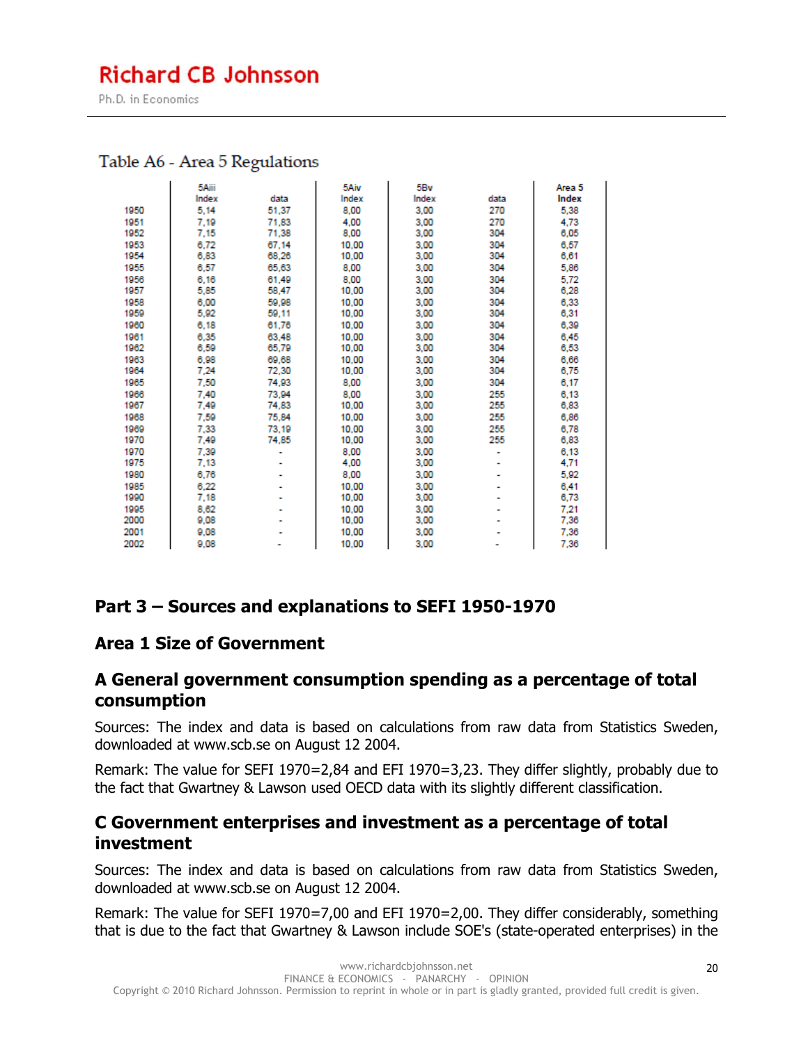Table A6 - Area 5 Regulations

| | 5Aiii Index | data | 5Aiv Index | 5Bv Index | data | Area 5 Index |
|---|---|---|---|---|---|---|
| 1950 | 5,14 | 51,37 | 8,00 | 3,00 | 270 | 5,38 |
| 1951 | 7,19 | 71,83 | 4,00 | 3,00 | 270 | 4,73 |
| 1952 | 7,15 | 71,38 | 8,00 | 3,00 | 304 | 6,05 |
| 1953 | 6,72 | 67,14 | 10,00 | 3,00 | 304 | 6,57 |
| 1954 | 6,83 | 68,26 | 10,00 | 3,00 | 304 | 6,61 |
| 1955 | 6,57 | 65,63 | 8,00 | 3,00 | 304 | 5,86 |
| 1956 | 6,16 | 61,49 | 8,00 | 3,00 | 304 | 5,72 |
| 1957 | 5,85 | 58,47 | 10,00 | 3,00 | 304 | 6,28 |
| 1958 | 6,00 | 59,98 | 10,00 | 3,00 | 304 | 6,33 |
| 1959 | 5,92 | 59,11 | 10,00 | 3,00 | 304 | 6,31 |
| 1960 | 6,18 | 61,76 | 10,00 | 3,00 | 304 | 6,39 |
| 1961 | 6,35 | 63,48 | 10,00 | 3,00 | 304 | 6,45 |
| 1962 | 6,59 | 65,79 | 10,00 | 3,00 | 304 | 6,53 |
| 1963 | 6,98 | 69,68 | 10,00 | 3,00 | 304 | 6,66 |
| 1964 | 7,24 | 72,30 | 10,00 | 3,00 | 304 | 6,75 |
| 1965 | 7,50 | 74,93 | 8,00 | 3,00 | 304 | 6,17 |
| 1966 | 7,40 | 73,94 | 8,00 | 3,00 | 255 | 6,13 |
| 1967 | 7,49 | 74,83 | 10,00 | 3,00 | 255 | 6,83 |
| 1968 | 7,59 | 75,84 | 10,00 | 3,00 | 255 | 6,86 |
| 1969 | 7,33 | 73,19 | 10,00 | 3,00 | 255 | 6,78 |
| 1970 | 7,49 | 74,85 | 10,00 | 3,00 | 255 | 6,83 |
| 1970 | 7,39 | - | 8,00 | 3,00 | - | 6,13 |
| 1975 | 7,13 | - | 4,00 | 3,00 | - | 4,71 |
| 1980 | 6,76 | - | 8,00 | 3,00 | - | 5,92 |
| 1985 | 6,22 | - | 10,00 | 3,00 | - | 6,41 |
| 1990 | 7,18 | - | 10,00 | 3,00 | - | 6,73 |
| 1995 | 8,62 | - | 10,00 | 3,00 | - | 7,21 |
| 2000 | 9,08 | - | 10,00 | 3,00 | - | 7,36 |
| 2001 | 9,08 | - | 10,00 | 3,00 | - | 7,36 |
| 2002 | 9,08 | - | 10,00 | 3,00 | - | 7,36 |

# Part 3 – Sources and explanations to SEFI 1950-1970

## Area 1 Size of Government

### A General government consumption spending as a percentage of total consumption

Sources: The index and data is based on calculations from raw data from Statistics Sweden, downloaded at www.scb.se on August 12 2004.

Remark: The value for SEFI 1970=2,84 and EFI 1970=3,23. They differ slightly, probably due to the fact that Gwartney & Lawson used OECD data with its slightly different classification.

### C Government enterprises and investment as a percentage of total investment

Sources: The index and data is based on calculations from raw data from Statistics Sweden, downloaded at www.scb.se on August 12 2004.

Remark: The value for SEFI 1970=7,00 and EFI 1970=2,00. They differ considerably, something that is due to the fact that Gwartney & Lawson include SOE's (state-operated enterprises) in the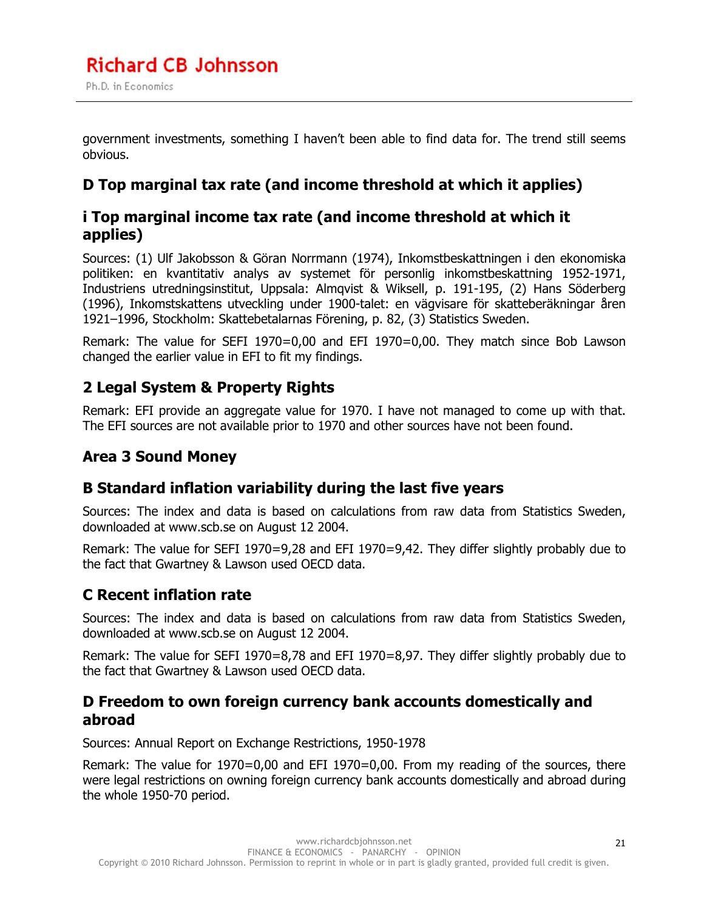government investments, something I haven't been able to find data for. The trend still seems obvious.

### D Top marginal tax rate (and income threshold at which it applies)

### i Top marginal income tax rate (and income threshold at which it applies)

Sources: (1) Ulf Jakobsson & Göran Norrmann (1974), Inkomstbeskattningen i den ekonomiska politiken: en kvantitativ analys av systemet för personlig inkomstbeskattning 1952-1971, Industriens utredningsinstitut, Uppsala: Almqvist & Wiksell, p. 191-195, (2) Hans Söderberg (1996), Inkomstskattens utveckling under 1900-talet: en vägvisare för skatteberäkningar åren 1921–1996, Stockholm: Skattebetalarnas Förening, p. 82, (3) Statistics Sweden.

Remark: The value for SEFI 1970=0,00 and EFI 1970=0,00. They match since Bob Lawson changed the earlier value in EFI to fit my findings.

## 2 Legal System & Property Rights

Remark: EFI provide an aggregate value for 1970. I have not managed to come up with that. The EFI sources are not available prior to 1970 and other sources have not been found.

## Area 3 Sound Money

### B Standard inflation variability during the last five years

Sources: The index and data is based on calculations from raw data from Statistics Sweden, downloaded at www.scb.se on August 12 2004.

Remark: The value for SEFI 1970=9,28 and EFI 1970=9,42. They differ slightly probably due to the fact that Gwartney & Lawson used OECD data.

### C Recent inflation rate

Sources: The index and data is based on calculations from raw data from Statistics Sweden, downloaded at www.scb.se on August 12 2004.

Remark: The value for SEFI 1970=8,78 and EFI 1970=8,97. They differ slightly probably due to the fact that Gwartney & Lawson used OECD data.

### D Freedom to own foreign currency bank accounts domestically and abroad

Sources: Annual Report on Exchange Restrictions, 1950-1978

Remark: The value for 1970=0,00 and EFI 1970=0,00. From my reading of the sources, there were legal restrictions on owning foreign currency bank accounts domestically and abroad during the whole 1950-70 period.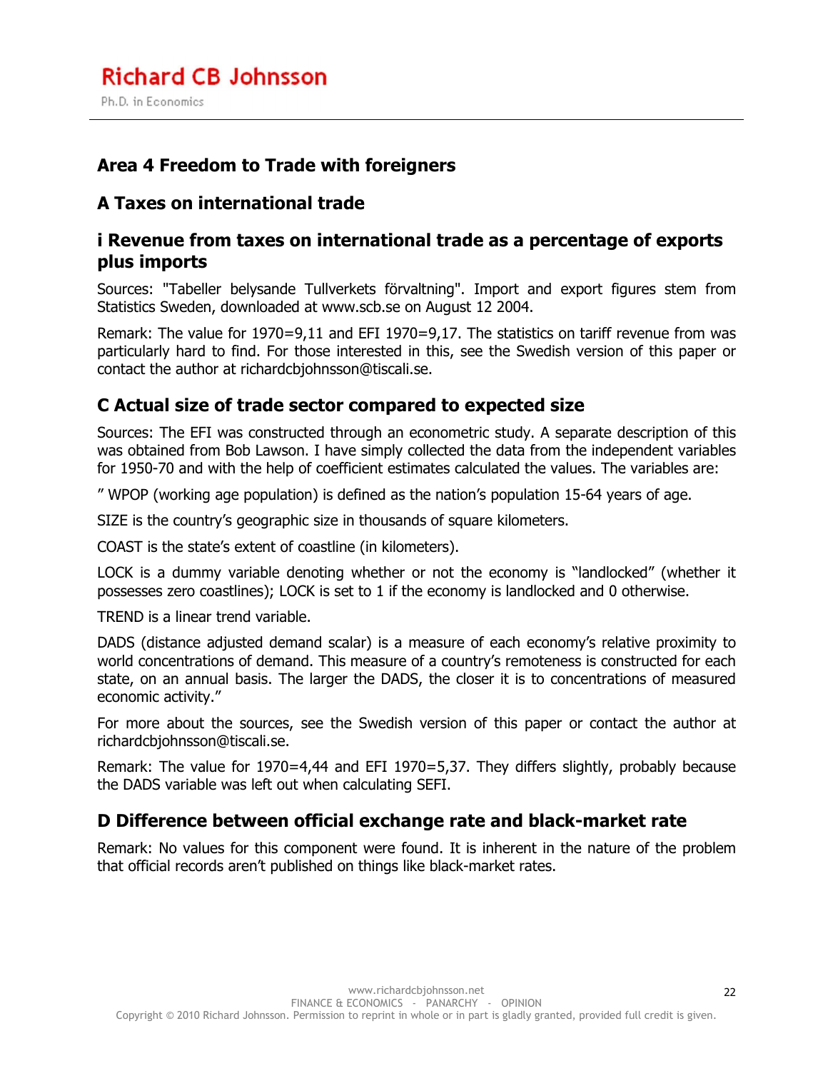## Area 4 Freedom to Trade with foreigners

### A Taxes on international trade

### i Revenue from taxes on international trade as a percentage of exports plus imports

Sources: "Tabeller belysande Tullverkets förvaltning". Import and export figures stem from Statistics Sweden, downloaded at www.scb.se on August 12 2004.

Remark: The value for 1970=9,11 and EFI 1970=9,17. The statistics on tariff revenue from was particularly hard to find. For those interested in this, see the Swedish version of this paper or contact the author at richardcbjohnsson@tiscali.se.

### C Actual size of trade sector compared to expected size

Sources: The EFI was constructed through an econometric study. A separate description of this was obtained from Bob Lawson. I have simply collected the data from the independent variables for 1950-70 and with the help of coefficient estimates calculated the values. The variables are:

" WPOP (working age population) is defined as the nation's population 15-64 years of age.

SIZE is the country's geographic size in thousands of square kilometers.

COAST is the state's extent of coastline (in kilometers).

LOCK is a dummy variable denoting whether or not the economy is "landlocked" (whether it possesses zero coastlines); LOCK is set to 1 if the economy is landlocked and 0 otherwise.

TREND is a linear trend variable.

DADS (distance adjusted demand scalar) is a measure of each economy's relative proximity to world concentrations of demand. This measure of a country's remoteness is constructed for each state, on an annual basis. The larger the DADS, the closer it is to concentrations of measured economic activity."

For more about the sources, see the Swedish version of this paper or contact the author at richardcbjohnsson@tiscali.se.

Remark: The value for 1970=4,44 and EFI 1970=5,37. They differs slightly, probably because the DADS variable was left out when calculating SEFI.

### D Difference between official exchange rate and black-market rate

Remark: No values for this component were found. It is inherent in the nature of the problem that official records aren't published on things like black-market rates.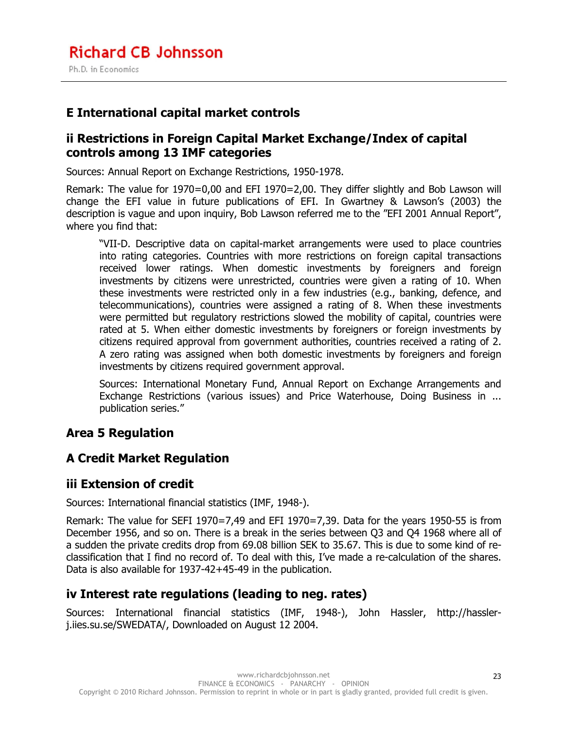## E International capital market controls

### ii Restrictions in Foreign Capital Market Exchange/Index of capital controls among 13 IMF categories

Sources: Annual Report on Exchange Restrictions, 1950-1978.

Remark: The value for 1970=0,00 and EFI 1970=2,00. They differ slightly and Bob Lawson will change the EFI value in future publications of EFI. In Gwartney & Lawson's (2003) the description is vague and upon inquiry, Bob Lawson referred me to the "EFI 2001 Annual Report", where you find that:

> "VII-D. Descriptive data on capital-market arrangements were used to place countries into rating categories. Countries with more restrictions on foreign capital transactions received lower ratings. When domestic investments by foreigners and foreign investments by citizens were unrestricted, countries were given a rating of 10. When these investments were restricted only in a few industries (e.g., banking, defence, and telecommunications), countries were assigned a rating of 8. When these investments were permitted but regulatory restrictions slowed the mobility of capital, countries were rated at 5. When either domestic investments by foreigners or foreign investments by citizens required approval from government authorities, countries received a rating of 2. A zero rating was assigned when both domestic investments by foreigners and foreign investments by citizens required government approval.
>
> Sources: International Monetary Fund, Annual Report on Exchange Arrangements and Exchange Restrictions (various issues) and Price Waterhouse, Doing Business in ... publication series."

## Area 5 Regulation

## A Credit Market Regulation

### iii Extension of credit

Sources: International financial statistics (IMF, 1948-).

Remark: The value for SEFI 1970=7,49 and EFI 1970=7,39. Data for the years 1950-55 is from December 1956, and so on. There is a break in the series between Q3 and Q4 1968 where all of a sudden the private credits drop from 69.08 billion SEK to 35.67. This is due to some kind of re-classification that I find no record of. To deal with this, I've made a re-calculation of the shares. Data is also available for 1937-42+45-49 in the publication.

### iv Interest rate regulations (leading to neg. rates)

Sources: International financial statistics (IMF, 1948-), John Hassler, http://hassler-j.iies.su.se/SWEDATA/, Downloaded on August 12 2004.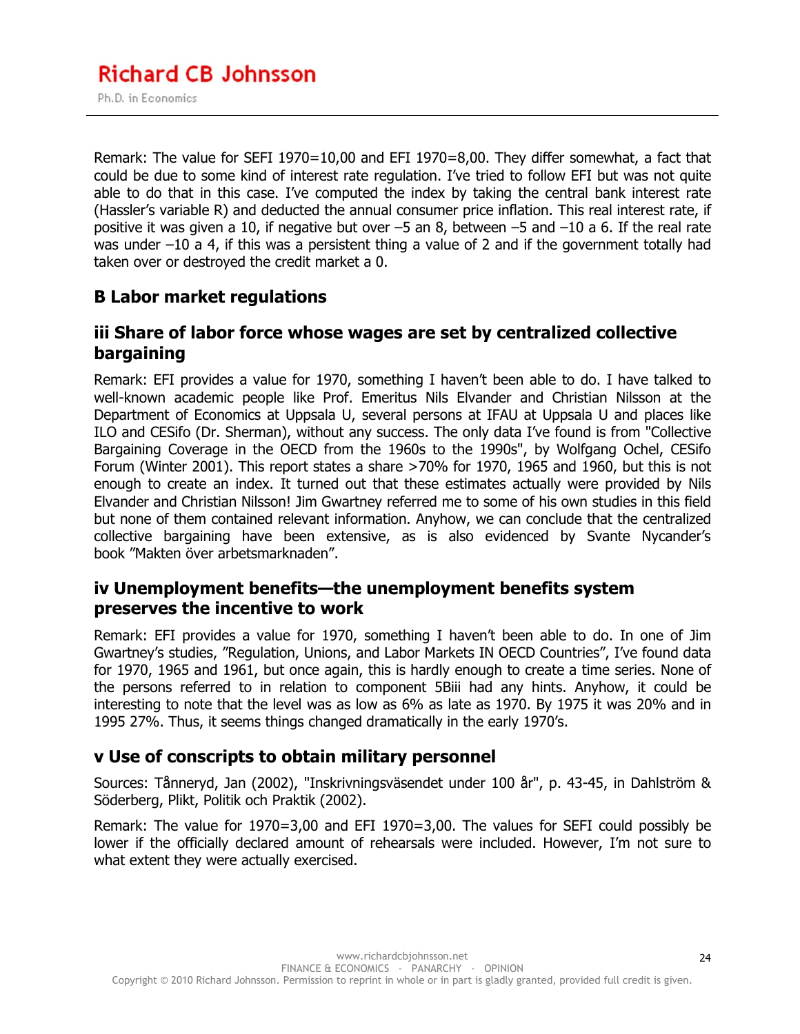Remark: The value for SEFI 1970=10,00 and EFI 1970=8,00. They differ somewhat, a fact that could be due to some kind of interest rate regulation. I've tried to follow EFI but was not quite able to do that in this case. I've computed the index by taking the central bank interest rate (Hassler's variable R) and deducted the annual consumer price inflation. This real interest rate, if positive it was given a 10, if negative but over –5 an 8, between –5 and –10 a 6. If the real rate was under –10 a 4, if this was a persistent thing a value of 2 and if the government totally had taken over or destroyed the credit market a 0.

## B Labor market regulations

### iii Share of labor force whose wages are set by centralized collective bargaining

Remark: EFI provides a value for 1970, something I haven't been able to do. I have talked to well-known academic people like Prof. Emeritus Nils Elvander and Christian Nilsson at the Department of Economics at Uppsala U, several persons at IFAU at Uppsala U and places like ILO and CESifo (Dr. Sherman), without any success. The only data I've found is from "Collective Bargaining Coverage in the OECD from the 1960s to the 1990s", by Wolfgang Ochel, CESifo Forum (Winter 2001). This report states a share >70% for 1970, 1965 and 1960, but this is not enough to create an index. It turned out that these estimates actually were provided by Nils Elvander and Christian Nilsson! Jim Gwartney referred me to some of his own studies in this field but none of them contained relevant information. Anyhow, we can conclude that the centralized collective bargaining have been extensive, as is also evidenced by Svante Nycander's book "Makten över arbetsmarknaden".

### iv Unemployment benefits—the unemployment benefits system preserves the incentive to work

Remark: EFI provides a value for 1970, something I haven't been able to do. In one of Jim Gwartney's studies, "Regulation, Unions, and Labor Markets IN OECD Countries", I've found data for 1970, 1965 and 1961, but once again, this is hardly enough to create a time series. None of the persons referred to in relation to component 5Biii had any hints. Anyhow, it could be interesting to note that the level was as low as 6% as late as 1970. By 1975 it was 20% and in 1995 27%. Thus, it seems things changed dramatically in the early 1970's.

### v Use of conscripts to obtain military personnel

Sources: Tånneryd, Jan (2002), "Inskrivningsväsendet under 100 år", p. 43-45, in Dahlström & Söderberg, Plikt, Politik och Praktik (2002).

Remark: The value for 1970=3,00 and EFI 1970=3,00. The values for SEFI could possibly be lower if the officially declared amount of rehearsals were included. However, I'm not sure to what extent they were actually exercised.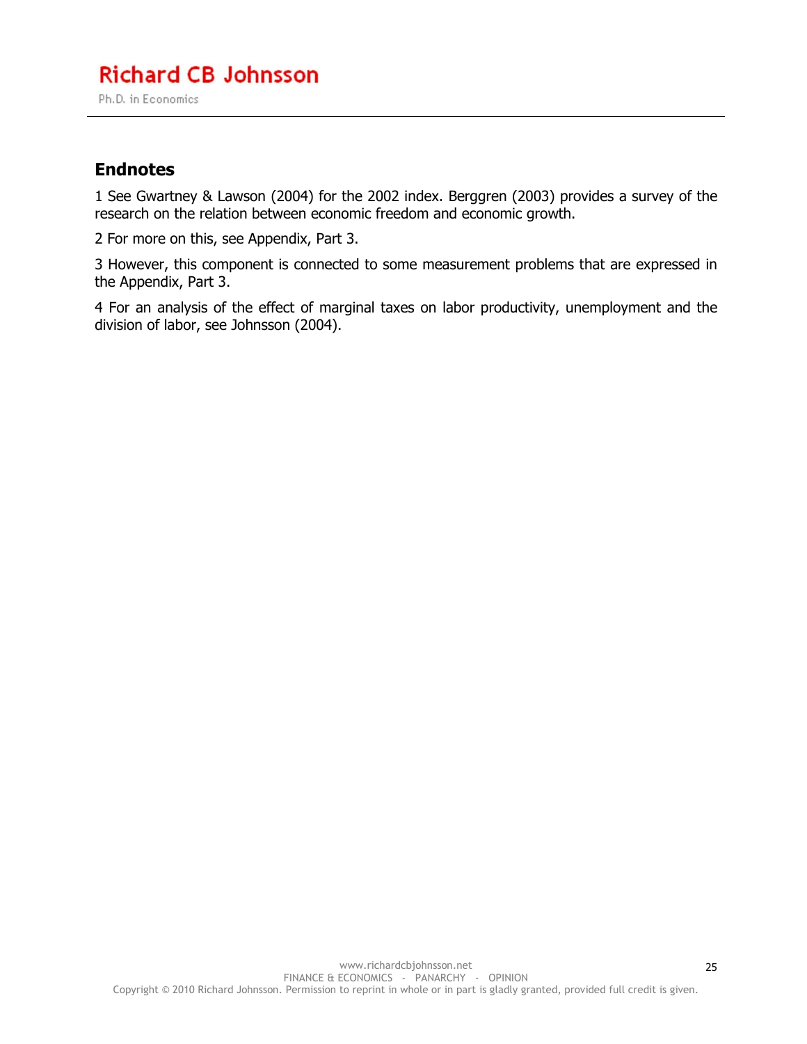## Endnotes

1 See Gwartney & Lawson (2004) for the 2002 index. Berggren (2003) provides a survey of the research on the relation between economic freedom and economic growth.

2 For more on this, see Appendix, Part 3.

3 However, this component is connected to some measurement problems that are expressed in the Appendix, Part 3.

4 For an analysis of the effect of marginal taxes on labor productivity, unemployment and the division of labor, see Johnsson (2004).